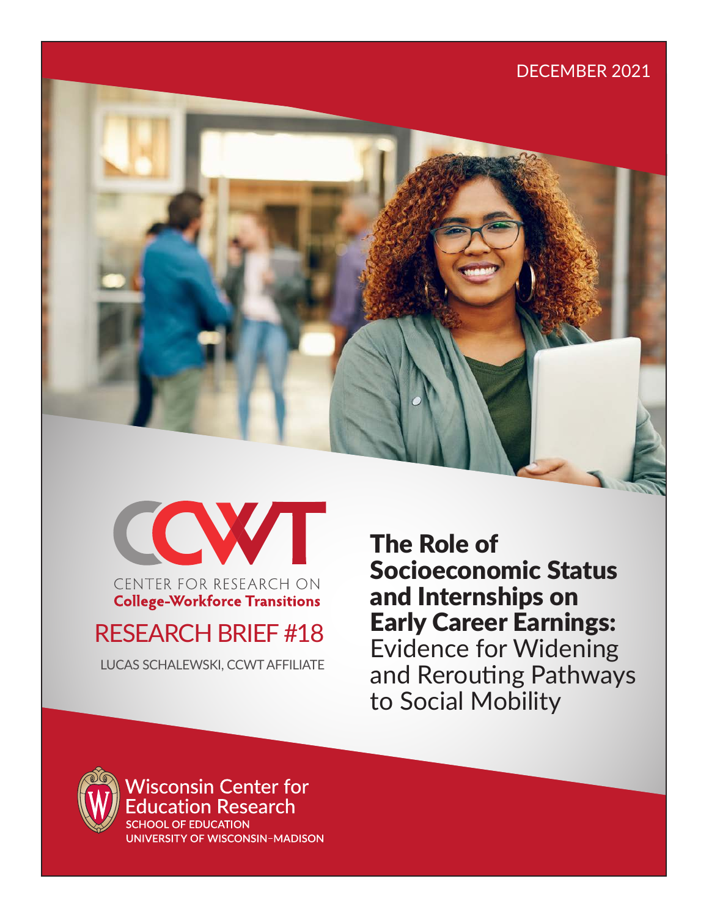DECEMBER 2021

CENTER FOR RESEARCH ON
**College-Workforce Transitions**

RESEARCH BRIEF #18

LUCAS SCHALEWSKI, CCWT AFFILIATE

# The Role of Socioeconomic Status and Internships on Early Career Earnings: Evidence for Widening and Rerouting Pathways to Social Mobility

Wisconsin Center for Education Research
SCHOOL OF EDUCATION
UNIVERSITY OF WISCONSIN–MADISON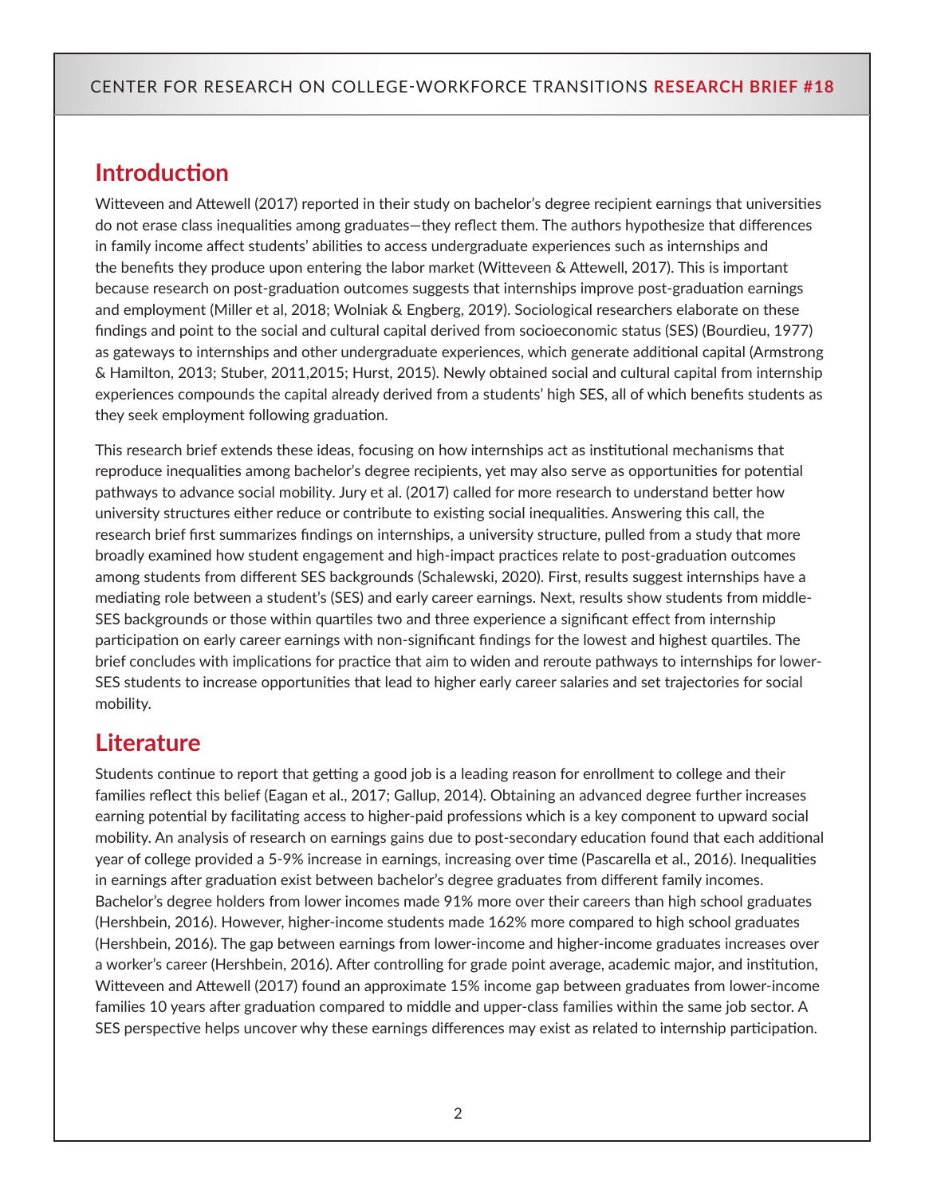## Introduction

Witteveen and Attewell (2017) reported in their study on bachelor's degree recipient earnings that universities do not erase class inequalities among graduates—they reflect them. The authors hypothesize that differences in family income affect students' abilities to access undergraduate experiences such as internships and the benefits they produce upon entering the labor market (Witteveen & Attewell, 2017). This is important because research on post-graduation outcomes suggests that internships improve post-graduation earnings and employment (Miller et al, 2018; Wolniak & Engberg, 2019). Sociological researchers elaborate on these findings and point to the social and cultural capital derived from socioeconomic status (SES) (Bourdieu, 1977) as gateways to internships and other undergraduate experiences, which generate additional capital (Armstrong & Hamilton, 2013; Stuber, 2011,2015; Hurst, 2015). Newly obtained social and cultural capital from internship experiences compounds the capital already derived from a students' high SES, all of which benefits students as they seek employment following graduation.

This research brief extends these ideas, focusing on how internships act as institutional mechanisms that reproduce inequalities among bachelor's degree recipients, yet may also serve as opportunities for potential pathways to advance social mobility. Jury et al. (2017) called for more research to understand better how university structures either reduce or contribute to existing social inequalities. Answering this call, the research brief first summarizes findings on internships, a university structure, pulled from a study that more broadly examined how student engagement and high-impact practices relate to post-graduation outcomes among students from different SES backgrounds (Schalewski, 2020). First, results suggest internships have a mediating role between a student's (SES) and early career earnings. Next, results show students from middle-SES backgrounds or those within quartiles two and three experience a significant effect from internship participation on early career earnings with non-significant findings for the lowest and highest quartiles. The brief concludes with implications for practice that aim to widen and reroute pathways to internships for lower-SES students to increase opportunities that lead to higher early career salaries and set trajectories for social mobility.

## Literature

Students continue to report that getting a good job is a leading reason for enrollment to college and their families reflect this belief (Eagan et al., 2017; Gallup, 2014). Obtaining an advanced degree further increases earning potential by facilitating access to higher-paid professions which is a key component to upward social mobility. An analysis of research on earnings gains due to post-secondary education found that each additional year of college provided a 5-9% increase in earnings, increasing over time (Pascarella et al., 2016). Inequalities in earnings after graduation exist between bachelor's degree graduates from different family incomes. Bachelor's degree holders from lower incomes made 91% more over their careers than high school graduates (Hershbein, 2016). However, higher-income students made 162% more compared to high school graduates (Hershbein, 2016). The gap between earnings from lower-income and higher-income graduates increases over a worker's career (Hershbein, 2016). After controlling for grade point average, academic major, and institution, Witteveen and Attewell (2017) found an approximate 15% income gap between graduates from lower-income families 10 years after graduation compared to middle and upper-class families within the same job sector. A SES perspective helps uncover why these earnings differences may exist as related to internship participation.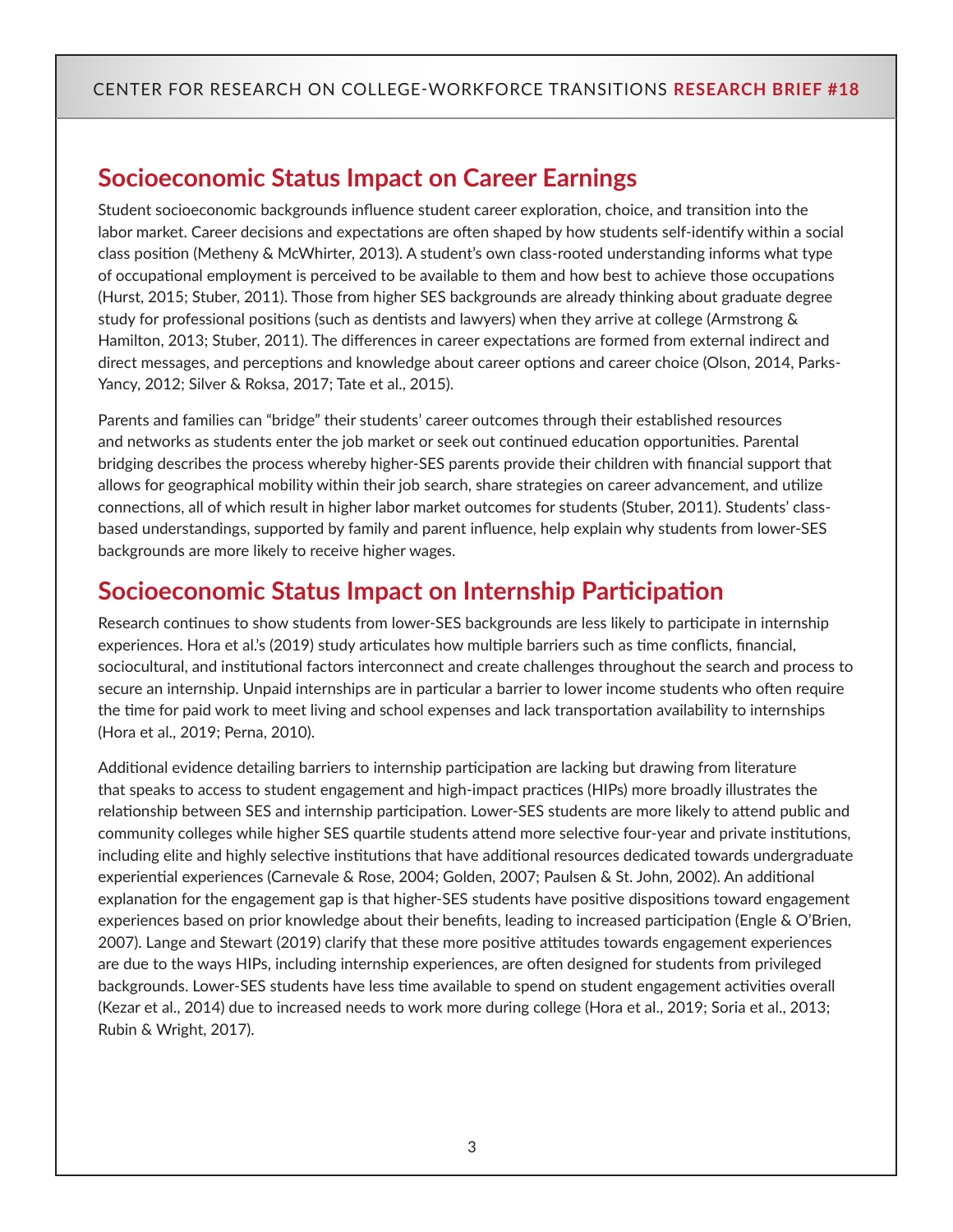## Socioeconomic Status Impact on Career Earnings

Student socioeconomic backgrounds influence student career exploration, choice, and transition into the labor market. Career decisions and expectations are often shaped by how students self-identify within a social class position (Metheny & McWhirter, 2013). A student's own class-rooted understanding informs what type of occupational employment is perceived to be available to them and how best to achieve those occupations (Hurst, 2015; Stuber, 2011). Those from higher SES backgrounds are already thinking about graduate degree study for professional positions (such as dentists and lawyers) when they arrive at college (Armstrong & Hamilton, 2013; Stuber, 2011). The differences in career expectations are formed from external indirect and direct messages, and perceptions and knowledge about career options and career choice (Olson, 2014, Parks-Yancy, 2012; Silver & Roksa, 2017; Tate et al., 2015).

Parents and families can "bridge" their students' career outcomes through their established resources and networks as students enter the job market or seek out continued education opportunities. Parental bridging describes the process whereby higher-SES parents provide their children with financial support that allows for geographical mobility within their job search, share strategies on career advancement, and utilize connections, all of which result in higher labor market outcomes for students (Stuber, 2011). Students' class-based understandings, supported by family and parent influence, help explain why students from lower-SES backgrounds are more likely to receive higher wages.

## Socioeconomic Status Impact on Internship Participation

Research continues to show students from lower-SES backgrounds are less likely to participate in internship experiences. Hora et al.'s (2019) study articulates how multiple barriers such as time conflicts, financial, sociocultural, and institutional factors interconnect and create challenges throughout the search and process to secure an internship. Unpaid internships are in particular a barrier to lower income students who often require the time for paid work to meet living and school expenses and lack transportation availability to internships (Hora et al., 2019; Perna, 2010).

Additional evidence detailing barriers to internship participation are lacking but drawing from literature that speaks to access to student engagement and high-impact practices (HIPs) more broadly illustrates the relationship between SES and internship participation. Lower-SES students are more likely to attend public and community colleges while higher SES quartile students attend more selective four-year and private institutions, including elite and highly selective institutions that have additional resources dedicated towards undergraduate experiential experiences (Carnevale & Rose, 2004; Golden, 2007; Paulsen & St. John, 2002). An additional explanation for the engagement gap is that higher-SES students have positive dispositions toward engagement experiences based on prior knowledge about their benefits, leading to increased participation (Engle & O'Brien, 2007). Lange and Stewart (2019) clarify that these more positive attitudes towards engagement experiences are due to the ways HIPs, including internship experiences, are often designed for students from privileged backgrounds. Lower-SES students have less time available to spend on student engagement activities overall (Kezar et al., 2014) due to increased needs to work more during college (Hora et al., 2019; Soria et al., 2013; Rubin & Wright, 2017).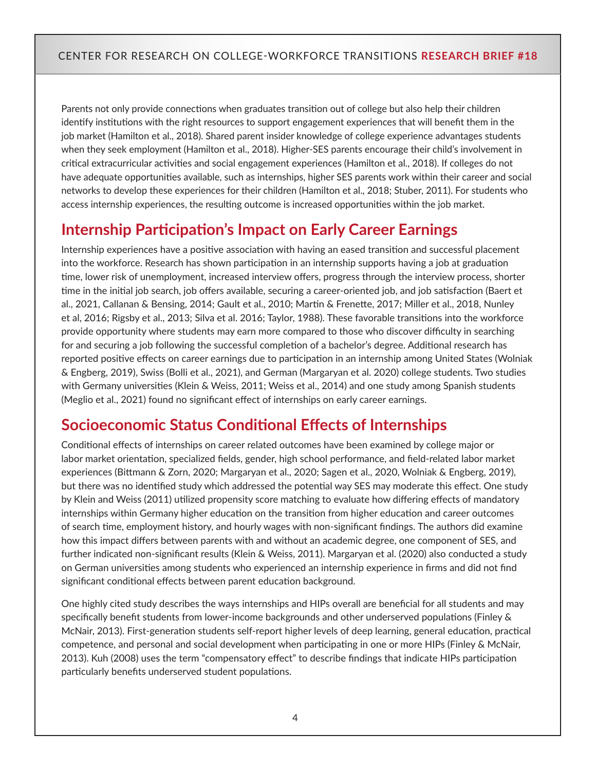Parents not only provide connections when graduates transition out of college but also help their children identify institutions with the right resources to support engagement experiences that will benefit them in the job market (Hamilton et al., 2018). Shared parent insider knowledge of college experience advantages students when they seek employment (Hamilton et al., 2018). Higher-SES parents encourage their child's involvement in critical extracurricular activities and social engagement experiences (Hamilton et al., 2018). If colleges do not have adequate opportunities available, such as internships, higher SES parents work within their career and social networks to develop these experiences for their children (Hamilton et al., 2018; Stuber, 2011). For students who access internship experiences, the resulting outcome is increased opportunities within the job market.

## Internship Participation's Impact on Early Career Earnings

Internship experiences have a positive association with having an eased transition and successful placement into the workforce. Research has shown participation in an internship supports having a job at graduation time, lower risk of unemployment, increased interview offers, progress through the interview process, shorter time in the initial job search, job offers available, securing a career-oriented job, and job satisfaction (Baert et al., 2021, Callanan & Bensing, 2014; Gault et al., 2010; Martin & Frenette, 2017; Miller et al., 2018, Nunley et al, 2016; Rigsby et al., 2013; Silva et al. 2016; Taylor, 1988). These favorable transitions into the workforce provide opportunity where students may earn more compared to those who discover difficulty in searching for and securing a job following the successful completion of a bachelor's degree. Additional research has reported positive effects on career earnings due to participation in an internship among United States (Wolniak & Engberg, 2019), Swiss (Bolli et al., 2021), and German (Margaryan et al. 2020) college students. Two studies with Germany universities (Klein & Weiss, 2011; Weiss et al., 2014) and one study among Spanish students (Meglio et al., 2021) found no significant effect of internships on early career earnings.

## Socioeconomic Status Conditional Effects of Internships

Conditional effects of internships on career related outcomes have been examined by college major or labor market orientation, specialized fields, gender, high school performance, and field-related labor market experiences (Bittmann & Zorn, 2020; Margaryan et al., 2020; Sagen et al., 2020, Wolniak & Engberg, 2019), but there was no identified study which addressed the potential way SES may moderate this effect. One study by Klein and Weiss (2011) utilized propensity score matching to evaluate how differing effects of mandatory internships within Germany higher education on the transition from higher education and career outcomes of search time, employment history, and hourly wages with non-significant findings. The authors did examine how this impact differs between parents with and without an academic degree, one component of SES, and further indicated non-significant results (Klein & Weiss, 2011). Margaryan et al. (2020) also conducted a study on German universities among students who experienced an internship experience in firms and did not find significant conditional effects between parent education background.

One highly cited study describes the ways internships and HIPs overall are beneficial for all students and may specifically benefit students from lower-income backgrounds and other underserved populations (Finley & McNair, 2013). First-generation students self-report higher levels of deep learning, general education, practical competence, and personal and social development when participating in one or more HIPs (Finley & McNair, 2013). Kuh (2008) uses the term "compensatory effect" to describe findings that indicate HIPs participation particularly benefits underserved student populations.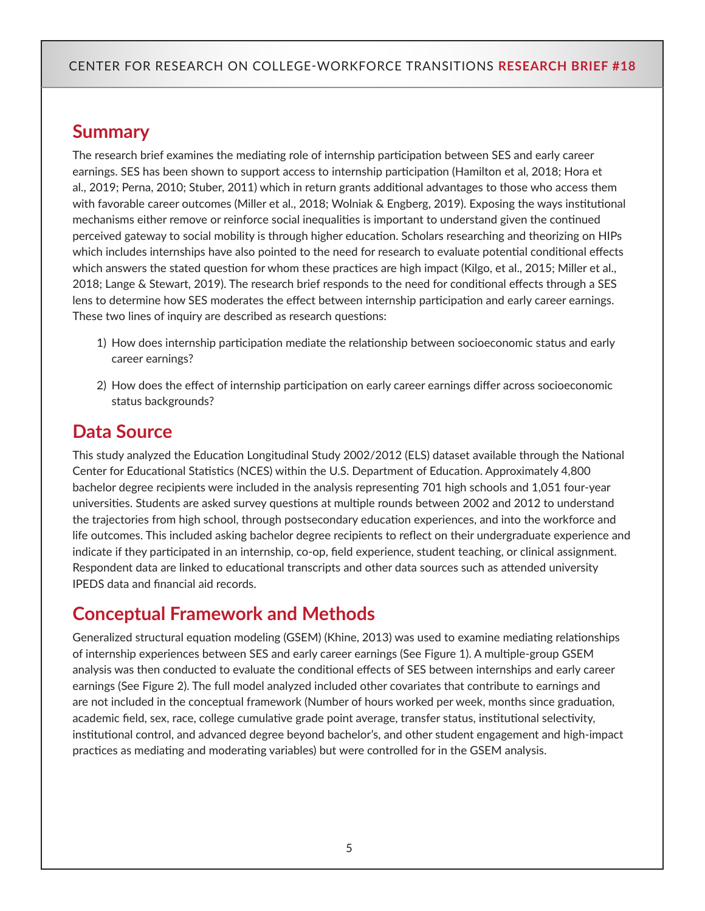## Summary

The research brief examines the mediating role of internship participation between SES and early career earnings. SES has been shown to support access to internship participation (Hamilton et al, 2018; Hora et al., 2019; Perna, 2010; Stuber, 2011) which in return grants additional advantages to those who access them with favorable career outcomes (Miller et al., 2018; Wolniak & Engberg, 2019). Exposing the ways institutional mechanisms either remove or reinforce social inequalities is important to understand given the continued perceived gateway to social mobility is through higher education. Scholars researching and theorizing on HIPs which includes internships have also pointed to the need for research to evaluate potential conditional effects which answers the stated question for whom these practices are high impact (Kilgo, et al., 2015; Miller et al., 2018; Lange & Stewart, 2019). The research brief responds to the need for conditional effects through a SES lens to determine how SES moderates the effect between internship participation and early career earnings. These two lines of inquiry are described as research questions:

1) How does internship participation mediate the relationship between socioeconomic status and early career earnings?

2) How does the effect of internship participation on early career earnings differ across socioeconomic status backgrounds?

## Data Source

This study analyzed the Education Longitudinal Study 2002/2012 (ELS) dataset available through the National Center for Educational Statistics (NCES) within the U.S. Department of Education. Approximately 4,800 bachelor degree recipients were included in the analysis representing 701 high schools and 1,051 four-year universities. Students are asked survey questions at multiple rounds between 2002 and 2012 to understand the trajectories from high school, through postsecondary education experiences, and into the workforce and life outcomes. This included asking bachelor degree recipients to reflect on their undergraduate experience and indicate if they participated in an internship, co-op, field experience, student teaching, or clinical assignment. Respondent data are linked to educational transcripts and other data sources such as attended university IPEDS data and financial aid records.

## Conceptual Framework and Methods

Generalized structural equation modeling (GSEM) (Khine, 2013) was used to examine mediating relationships of internship experiences between SES and early career earnings (See Figure 1). A multiple-group GSEM analysis was then conducted to evaluate the conditional effects of SES between internships and early career earnings (See Figure 2). The full model analyzed included other covariates that contribute to earnings and are not included in the conceptual framework (Number of hours worked per week, months since graduation, academic field, sex, race, college cumulative grade point average, transfer status, institutional selectivity, institutional control, and advanced degree beyond bachelor's, and other student engagement and high-impact practices as mediating and moderating variables) but were controlled for in the GSEM analysis.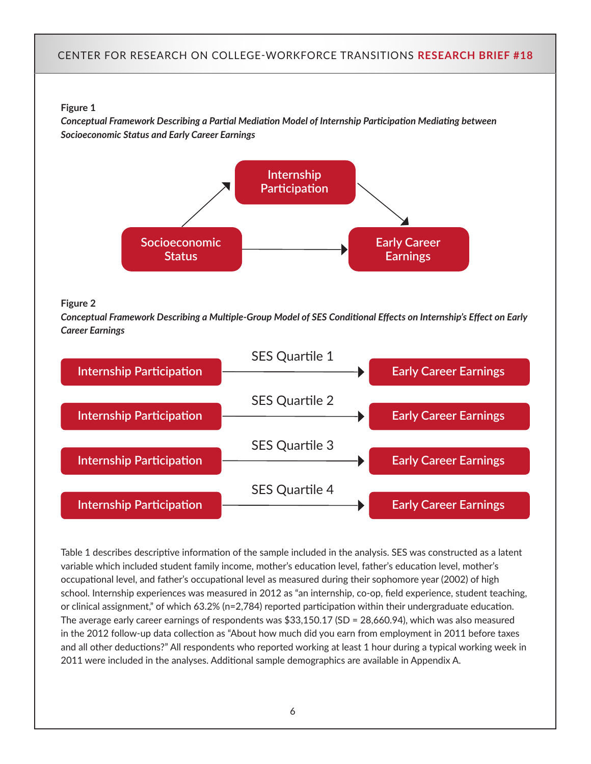**Figure 1**

*Conceptual Framework Describing a Partial Mediation Model of Internship Participation Mediating between Socioeconomic Status and Early Career Earnings*

**Figure 2**

*Conceptual Framework Describing a Multiple-Group Model of SES Conditional Effects on Internship's Effect on Early Career Earnings*

Table 1 describes descriptive information of the sample included in the analysis. SES was constructed as a latent variable which included student family income, mother's education level, father's education level, mother's occupational level, and father's occupational level as measured during their sophomore year (2002) of high school. Internship experiences was measured in 2012 as "an internship, co-op, field experience, student teaching, or clinical assignment," of which 63.2% (n=2,784) reported participation within their undergraduate education. The average early career earnings of respondents was $33,150.17 (SD = 28,660.94), which was also measured in the 2012 follow-up data collection as "About how much did you earn from employment in 2011 before taxes and all other deductions?" All respondents who reported working at least 1 hour during a typical working week in 2011 were included in the analyses. Additional sample demographics are available in Appendix A.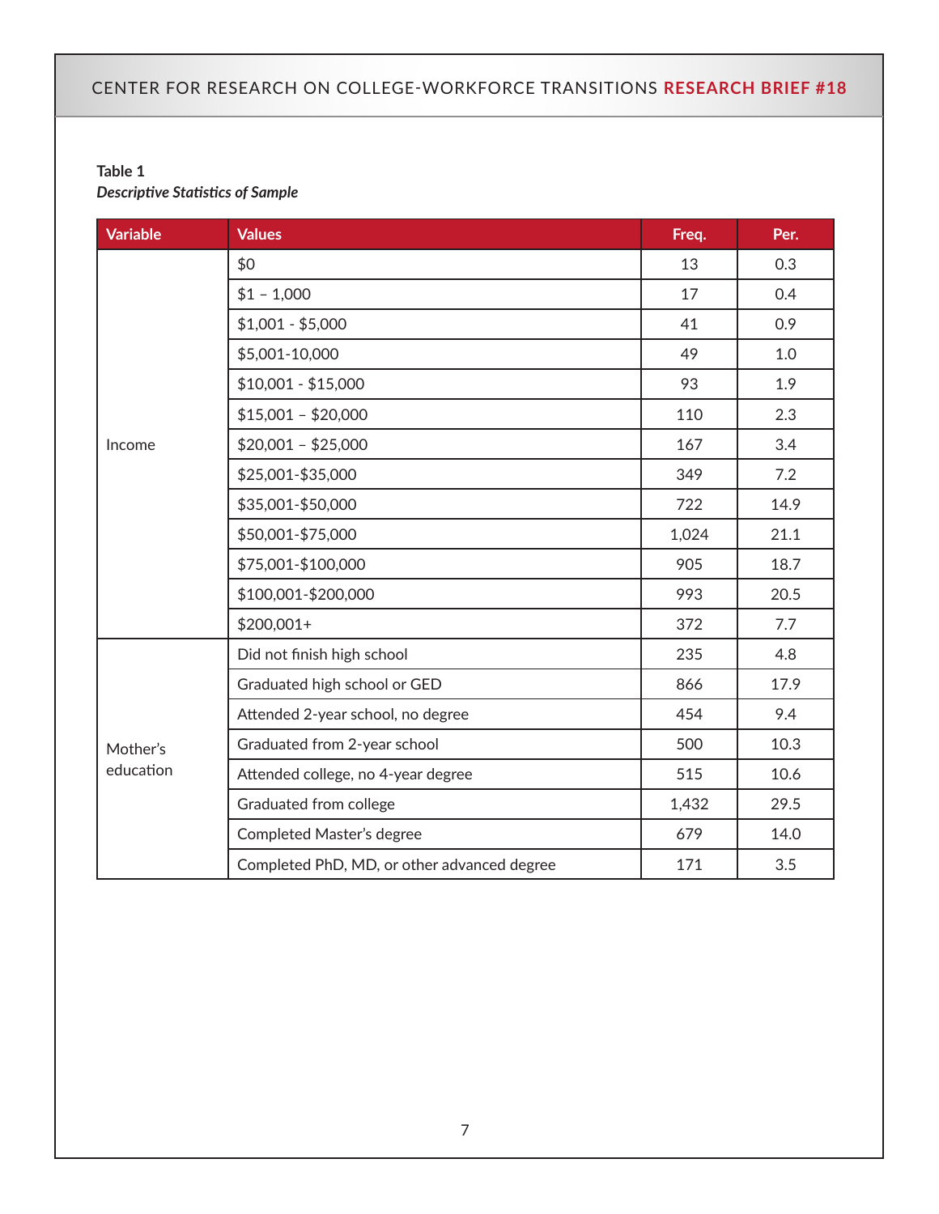**Table 1**

***Descriptive Statistics of Sample***

| Variable | Values | Freq. | Per. |
|---|---|---|---|
| Income | $0 | 13 | 0.3 |
| | $1 – 1,000 | 17 | 0.4 |
| | $1,001 - $5,000 | 41 | 0.9 |
| | $5,001-10,000 | 49 | 1.0 |
| | $10,001 - $15,000 | 93 | 1.9 |
| | $15,001 – $20,000 | 110 | 2.3 |
| | $20,001 – $25,000 | 167 | 3.4 |
| | $25,001-$35,000 | 349 | 7.2 |
| | $35,001-$50,000 | 722 | 14.9 |
| | $50,001-$75,000 | 1,024 | 21.1 |
| | $75,001-$100,000 | 905 | 18.7 |
| | $100,001-$200,000 | 993 | 20.5 |
| | $200,001+ | 372 | 7.7 |
| Mother's education | Did not finish high school | 235 | 4.8 |
| | Graduated high school or GED | 866 | 17.9 |
| | Attended 2-year school, no degree | 454 | 9.4 |
| | Graduated from 2-year school | 500 | 10.3 |
| | Attended college, no 4-year degree | 515 | 10.6 |
| | Graduated from college | 1,432 | 29.5 |
| | Completed Master's degree | 679 | 14.0 |
| | Completed PhD, MD, or other advanced degree | 171 | 3.5 |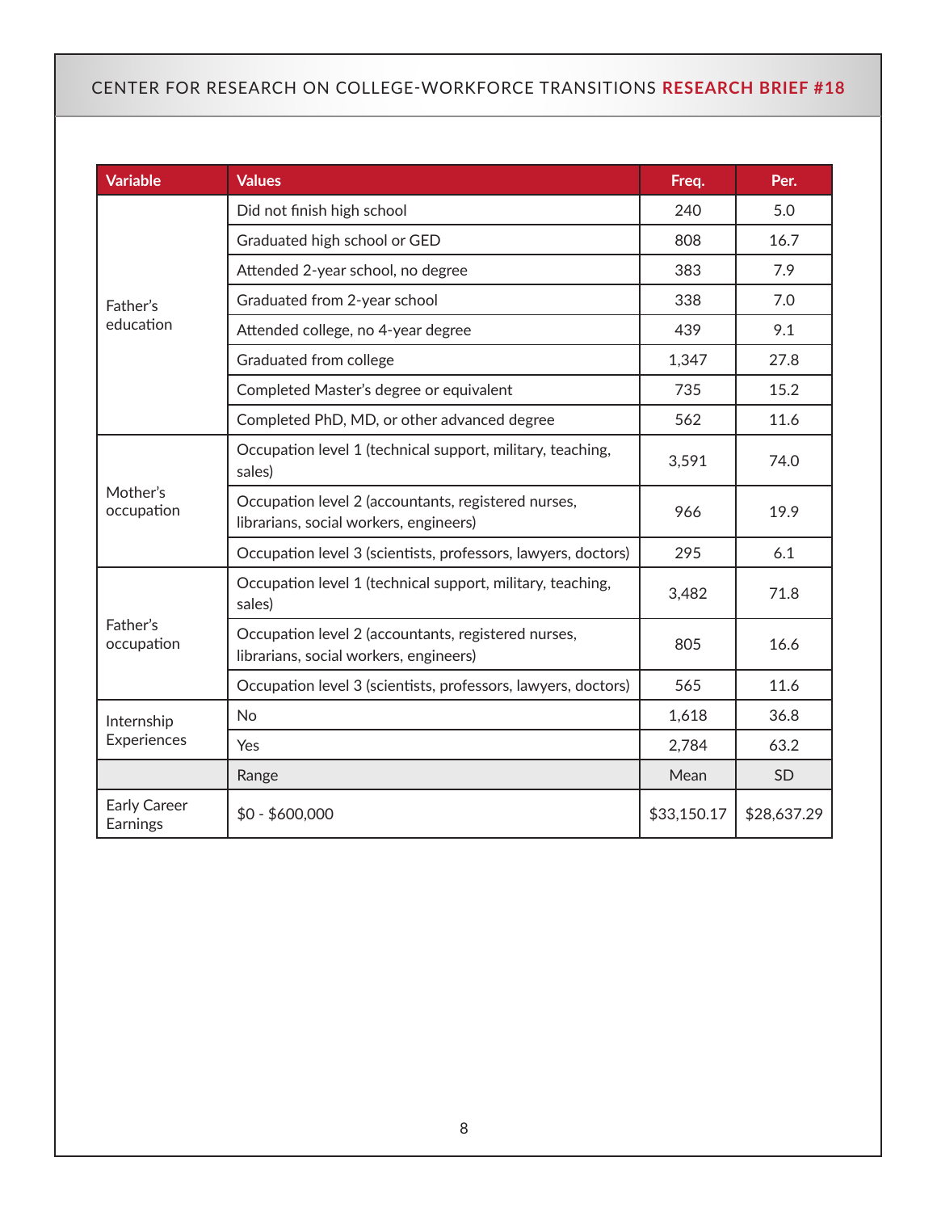| Variable | Values | Freq. | Per. |
|---|---|---|---|
| Father's education | Did not finish high school | 240 | 5.0 |
| | Graduated high school or GED | 808 | 16.7 |
| | Attended 2-year school, no degree | 383 | 7.9 |
| | Graduated from 2-year school | 338 | 7.0 |
| | Attended college, no 4-year degree | 439 | 9.1 |
| | Graduated from college | 1,347 | 27.8 |
| | Completed Master's degree or equivalent | 735 | 15.2 |
| | Completed PhD, MD, or other advanced degree | 562 | 11.6 |
| Mother's occupation | Occupation level 1 (technical support, military, teaching, sales) | 3,591 | 74.0 |
| | Occupation level 2 (accountants, registered nurses, librarians, social workers, engineers) | 966 | 19.9 |
| | Occupation level 3 (scientists, professors, lawyers, doctors) | 295 | 6.1 |
| Father's occupation | Occupation level 1 (technical support, military, teaching, sales) | 3,482 | 71.8 |
| | Occupation level 2 (accountants, registered nurses, librarians, social workers, engineers) | 805 | 16.6 |
| | Occupation level 3 (scientists, professors, lawyers, doctors) | 565 | 11.6 |
| Internship Experiences | No | 1,618 | 36.8 |
| | Yes | 2,784 | 63.2 |
| | Range | Mean | SD |
| Early Career Earnings | $0 - $600,000 | $33,150.17 | $28,637.29 |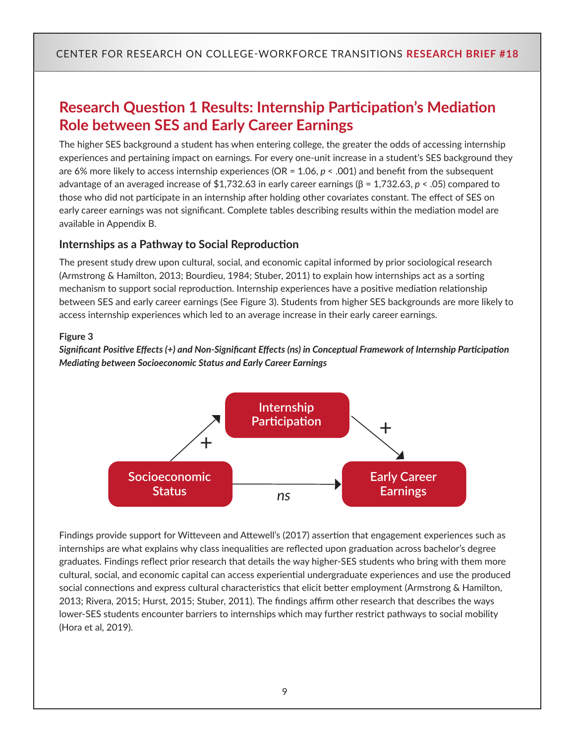## Research Question 1 Results: Internship Participation's Mediation Role between SES and Early Career Earnings

The higher SES background a student has when entering college, the greater the odds of accessing internship experiences and pertaining impact on earnings. For every one-unit increase in a student's SES background they are 6% more likely to access internship experiences (OR = 1.06, $p < .001$) and benefit from the subsequent advantage of an averaged increase of $1,732.63 in early career earnings (β = 1,732.63, $p < .05$) compared to those who did not participate in an internship after holding other covariates constant. The effect of SES on early career earnings was not significant. Complete tables describing results within the mediation model are available in Appendix B.

### Internships as a Pathway to Social Reproduction

The present study drew upon cultural, social, and economic capital informed by prior sociological research (Armstrong & Hamilton, 2013; Bourdieu, 1984; Stuber, 2011) to explain how internships act as a sorting mechanism to support social reproduction. Internship experiences have a positive mediation relationship between SES and early career earnings (See Figure 3). Students from higher SES backgrounds are more likely to access internship experiences which led to an average increase in their early career earnings.

**Figure 3**

***Significant Positive Effects (+) and Non-Significant Effects (ns) in Conceptual Framework of Internship Participation Mediating between Socioeconomic Status and Early Career Earnings***

Internship Participation

Socioeconomic Status → (+) Internship Participation → (+) Early Career Earnings

Socioeconomic Status → (*ns*) Early Career Earnings

Findings provide support for Witteveen and Attewell's (2017) assertion that engagement experiences such as internships are what explains why class inequalities are reflected upon graduation across bachelor's degree graduates. Findings reflect prior research that details the way higher-SES students who bring with them more cultural, social, and economic capital can access experiential undergraduate experiences and use the produced social connections and express cultural characteristics that elicit better employment (Armstrong & Hamilton, 2013; Rivera, 2015; Hurst, 2015; Stuber, 2011). The findings affirm other research that describes the ways lower-SES students encounter barriers to internships which may further restrict pathways to social mobility (Hora et al, 2019).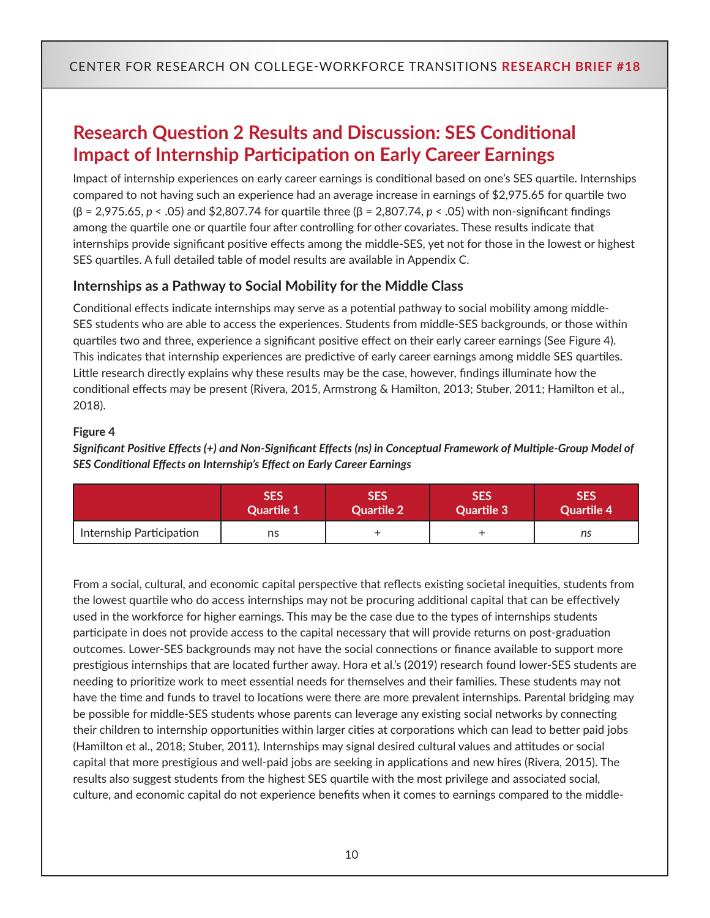## Research Question 2 Results and Discussion: SES Conditional Impact of Internship Participation on Early Career Earnings

Impact of internship experiences on early career earnings is conditional based on one's SES quartile. Internships compared to not having such an experience had an average increase in earnings of $2,975.65 for quartile two ($\beta = 2{,}975.65$, $p < .05$) and $2,807.74 for quartile three ($\beta = 2{,}807.74$, $p < .05$) with non-significant findings among the quartile one or quartile four after controlling for other covariates. These results indicate that internships provide significant positive effects among the middle-SES, yet not for those in the lowest or highest SES quartiles. A full detailed table of model results are available in Appendix C.

### Internships as a Pathway to Social Mobility for the Middle Class

Conditional effects indicate internships may serve as a potential pathway to social mobility among middle-SES students who are able to access the experiences. Students from middle-SES backgrounds, or those within quartiles two and three, experience a significant positive effect on their early career earnings (See Figure 4). This indicates that internship experiences are predictive of early career earnings among middle SES quartiles. Little research directly explains why these results may be the case, however, findings illuminate how the conditional effects may be present (Rivera, 2015, Armstrong & Hamilton, 2013; Stuber, 2011; Hamilton et al., 2018).

**Figure 4**

***Significant Positive Effects (+) and Non-Significant Effects (ns) in Conceptual Framework of Multiple-Group Model of SES Conditional Effects on Internship's Effect on Early Career Earnings***

| | SES Quartile 1 | SES Quartile 2 | SES Quartile 3 | SES Quartile 4 |
|---|---|---|---|---|
| Internship Participation | ns | + | + | *ns* |

From a social, cultural, and economic capital perspective that reflects existing societal inequities, students from the lowest quartile who do access internships may not be procuring additional capital that can be effectively used in the workforce for higher earnings. This may be the case due to the types of internships students participate in does not provide access to the capital necessary that will provide returns on post-graduation outcomes. Lower-SES backgrounds may not have the social connections or finance available to support more prestigious internships that are located further away. Hora et al.'s (2019) research found lower-SES students are needing to prioritize work to meet essential needs for themselves and their families. These students may not have the time and funds to travel to locations were there are more prevalent internships. Parental bridging may be possible for middle-SES students whose parents can leverage any existing social networks by connecting their children to internship opportunities within larger cities at corporations which can lead to better paid jobs (Hamilton et al., 2018; Stuber, 2011). Internships may signal desired cultural values and attitudes or social capital that more prestigious and well-paid jobs are seeking in applications and new hires (Rivera, 2015). The results also suggest students from the highest SES quartile with the most privilege and associated social, culture, and economic capital do not experience benefits when it comes to earnings compared to the middle-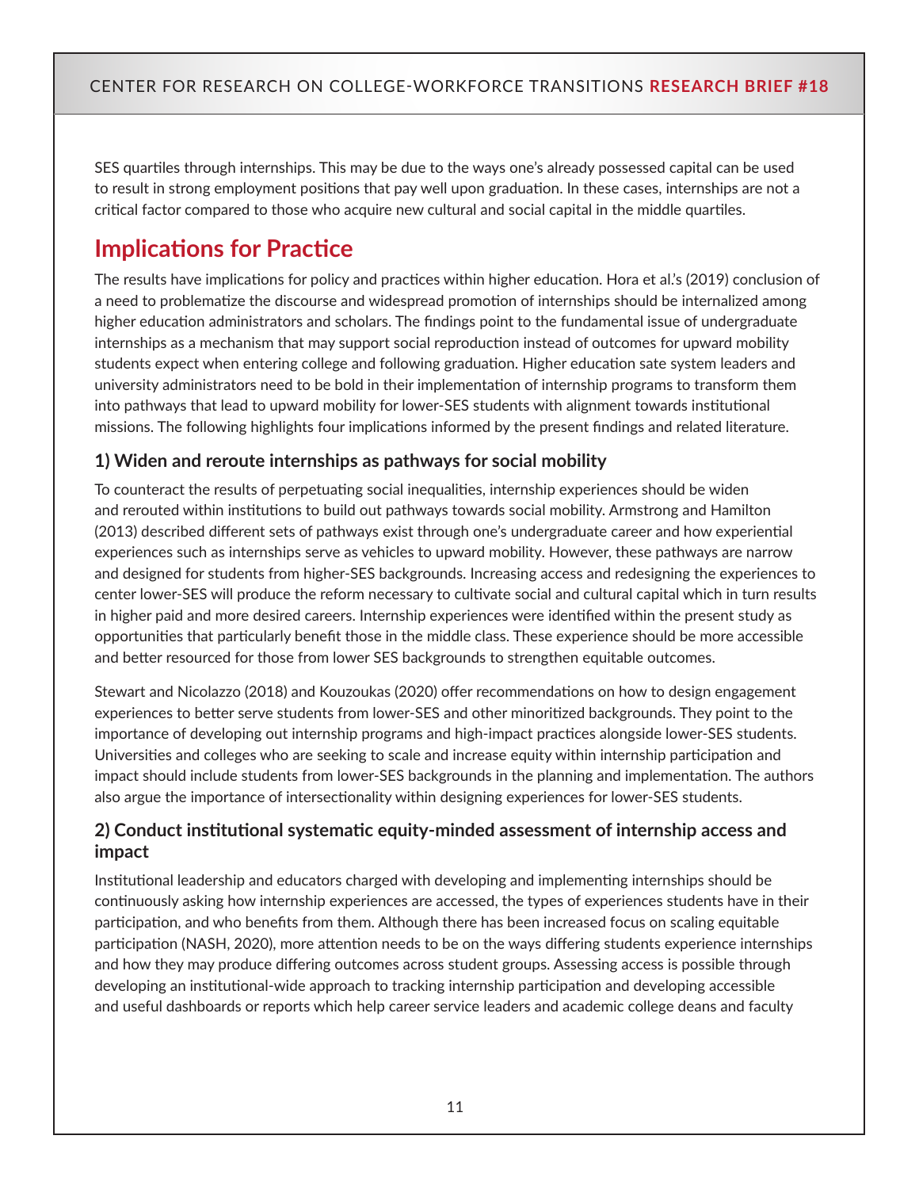SES quartiles through internships. This may be due to the ways one's already possessed capital can be used to result in strong employment positions that pay well upon graduation. In these cases, internships are not a critical factor compared to those who acquire new cultural and social capital in the middle quartiles.

## Implications for Practice

The results have implications for policy and practices within higher education. Hora et al.'s (2019) conclusion of a need to problematize the discourse and widespread promotion of internships should be internalized among higher education administrators and scholars. The findings point to the fundamental issue of undergraduate internships as a mechanism that may support social reproduction instead of outcomes for upward mobility students expect when entering college and following graduation. Higher education sate system leaders and university administrators need to be bold in their implementation of internship programs to transform them into pathways that lead to upward mobility for lower-SES students with alignment towards institutional missions. The following highlights four implications informed by the present findings and related literature.

### 1) Widen and reroute internships as pathways for social mobility

To counteract the results of perpetuating social inequalities, internship experiences should be widen and rerouted within institutions to build out pathways towards social mobility. Armstrong and Hamilton (2013) described different sets of pathways exist through one's undergraduate career and how experiential experiences such as internships serve as vehicles to upward mobility. However, these pathways are narrow and designed for students from higher-SES backgrounds. Increasing access and redesigning the experiences to center lower-SES will produce the reform necessary to cultivate social and cultural capital which in turn results in higher paid and more desired careers. Internship experiences were identified within the present study as opportunities that particularly benefit those in the middle class. These experience should be more accessible and better resourced for those from lower SES backgrounds to strengthen equitable outcomes.

Stewart and Nicolazzo (2018) and Kouzoukas (2020) offer recommendations on how to design engagement experiences to better serve students from lower-SES and other minoritized backgrounds. They point to the importance of developing out internship programs and high-impact practices alongside lower-SES students. Universities and colleges who are seeking to scale and increase equity within internship participation and impact should include students from lower-SES backgrounds in the planning and implementation. The authors also argue the importance of intersectionality within designing experiences for lower-SES students.

### 2) Conduct institutional systematic equity-minded assessment of internship access and impact

Institutional leadership and educators charged with developing and implementing internships should be continuously asking how internship experiences are accessed, the types of experiences students have in their participation, and who benefits from them. Although there has been increased focus on scaling equitable participation (NASH, 2020), more attention needs to be on the ways differing students experience internships and how they may produce differing outcomes across student groups. Assessing access is possible through developing an institutional-wide approach to tracking internship participation and developing accessible and useful dashboards or reports which help career service leaders and academic college deans and faculty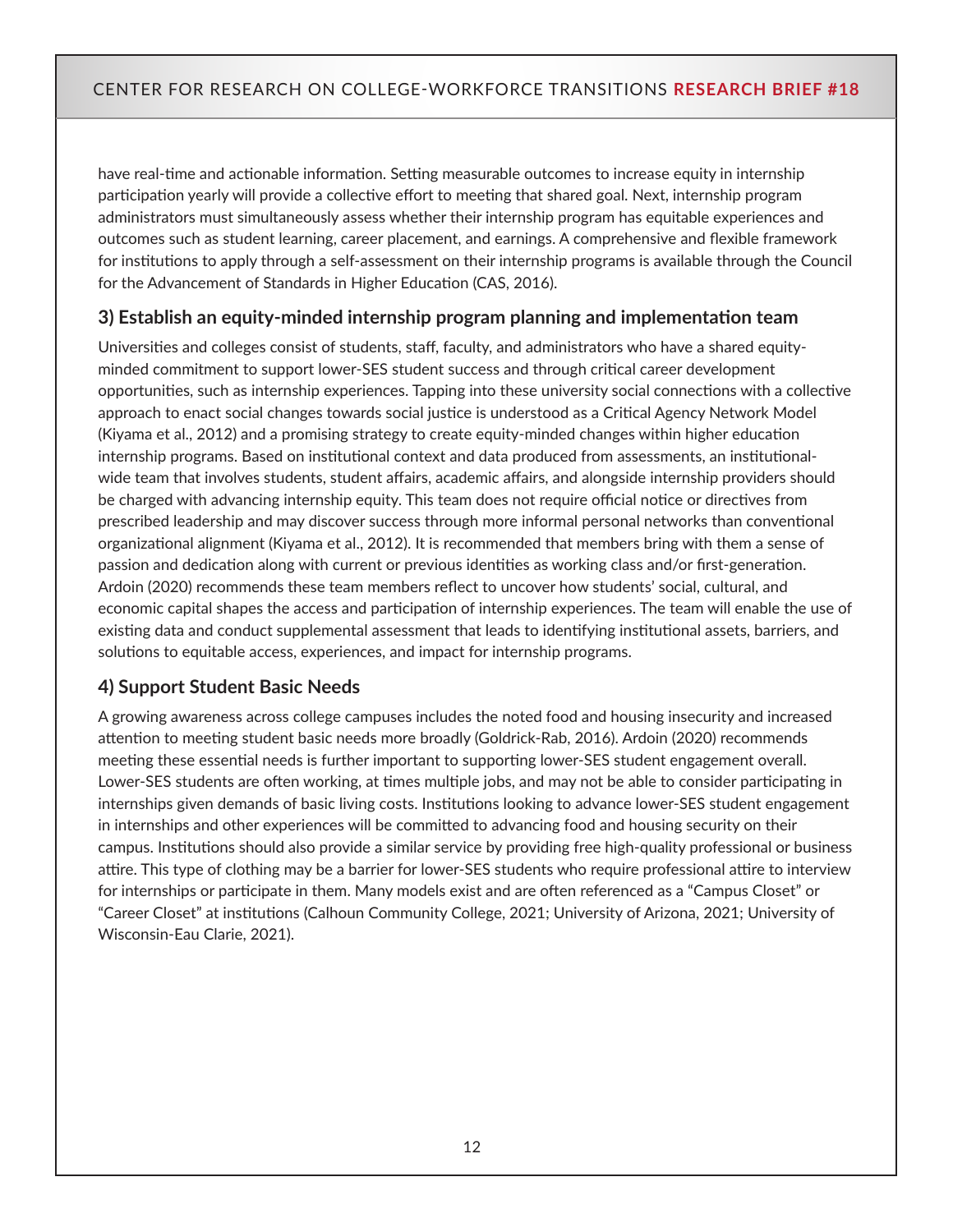have real-time and actionable information. Setting measurable outcomes to increase equity in internship participation yearly will provide a collective effort to meeting that shared goal. Next, internship program administrators must simultaneously assess whether their internship program has equitable experiences and outcomes such as student learning, career placement, and earnings. A comprehensive and flexible framework for institutions to apply through a self-assessment on their internship programs is available through the Council for the Advancement of Standards in Higher Education (CAS, 2016).

### 3) Establish an equity-minded internship program planning and implementation team

Universities and colleges consist of students, staff, faculty, and administrators who have a shared equity-minded commitment to support lower-SES student success and through critical career development opportunities, such as internship experiences. Tapping into these university social connections with a collective approach to enact social changes towards social justice is understood as a Critical Agency Network Model (Kiyama et al., 2012) and a promising strategy to create equity-minded changes within higher education internship programs. Based on institutional context and data produced from assessments, an institutional-wide team that involves students, student affairs, academic affairs, and alongside internship providers should be charged with advancing internship equity. This team does not require official notice or directives from prescribed leadership and may discover success through more informal personal networks than conventional organizational alignment (Kiyama et al., 2012). It is recommended that members bring with them a sense of passion and dedication along with current or previous identities as working class and/or first-generation. Ardoin (2020) recommends these team members reflect to uncover how students' social, cultural, and economic capital shapes the access and participation of internship experiences. The team will enable the use of existing data and conduct supplemental assessment that leads to identifying institutional assets, barriers, and solutions to equitable access, experiences, and impact for internship programs.

### 4) Support Student Basic Needs

A growing awareness across college campuses includes the noted food and housing insecurity and increased attention to meeting student basic needs more broadly (Goldrick-Rab, 2016). Ardoin (2020) recommends meeting these essential needs is further important to supporting lower-SES student engagement overall. Lower-SES students are often working, at times multiple jobs, and may not be able to consider participating in internships given demands of basic living costs. Institutions looking to advance lower-SES student engagement in internships and other experiences will be committed to advancing food and housing security on their campus. Institutions should also provide a similar service by providing free high-quality professional or business attire. This type of clothing may be a barrier for lower-SES students who require professional attire to interview for internships or participate in them. Many models exist and are often referenced as a "Campus Closet" or "Career Closet" at institutions (Calhoun Community College, 2021; University of Arizona, 2021; University of Wisconsin-Eau Clarie, 2021).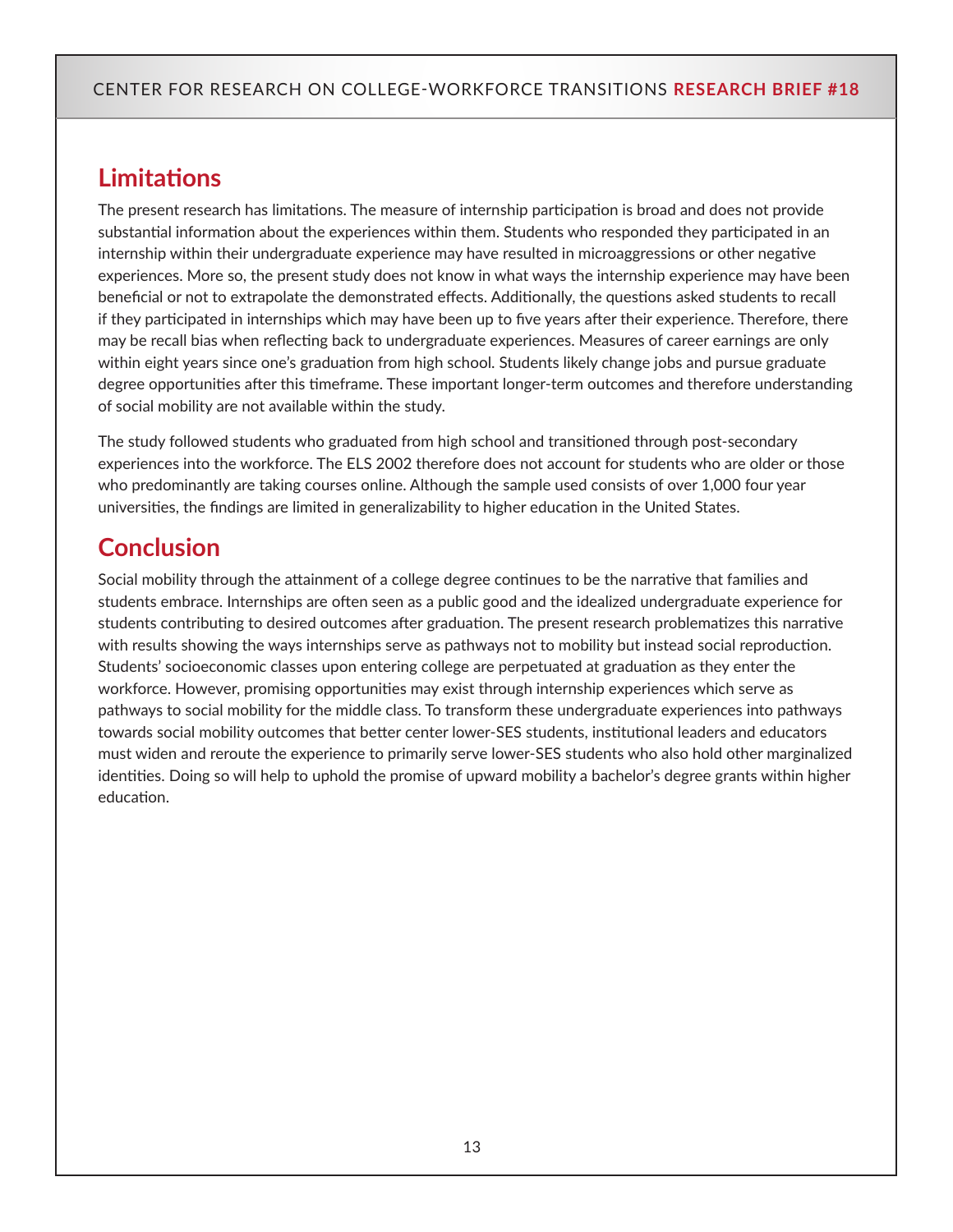## Limitations

The present research has limitations. The measure of internship participation is broad and does not provide substantial information about the experiences within them. Students who responded they participated in an internship within their undergraduate experience may have resulted in microaggressions or other negative experiences. More so, the present study does not know in what ways the internship experience may have been beneficial or not to extrapolate the demonstrated effects. Additionally, the questions asked students to recall if they participated in internships which may have been up to five years after their experience. Therefore, there may be recall bias when reflecting back to undergraduate experiences. Measures of career earnings are only within eight years since one's graduation from high school. Students likely change jobs and pursue graduate degree opportunities after this timeframe. These important longer-term outcomes and therefore understanding of social mobility are not available within the study.

The study followed students who graduated from high school and transitioned through post-secondary experiences into the workforce. The ELS 2002 therefore does not account for students who are older or those who predominantly are taking courses online. Although the sample used consists of over 1,000 four year universities, the findings are limited in generalizability to higher education in the United States.

## Conclusion

Social mobility through the attainment of a college degree continues to be the narrative that families and students embrace. Internships are often seen as a public good and the idealized undergraduate experience for students contributing to desired outcomes after graduation. The present research problematizes this narrative with results showing the ways internships serve as pathways not to mobility but instead social reproduction. Students' socioeconomic classes upon entering college are perpetuated at graduation as they enter the workforce. However, promising opportunities may exist through internship experiences which serve as pathways to social mobility for the middle class. To transform these undergraduate experiences into pathways towards social mobility outcomes that better center lower-SES students, institutional leaders and educators must widen and reroute the experience to primarily serve lower-SES students who also hold other marginalized identities. Doing so will help to uphold the promise of upward mobility a bachelor's degree grants within higher education.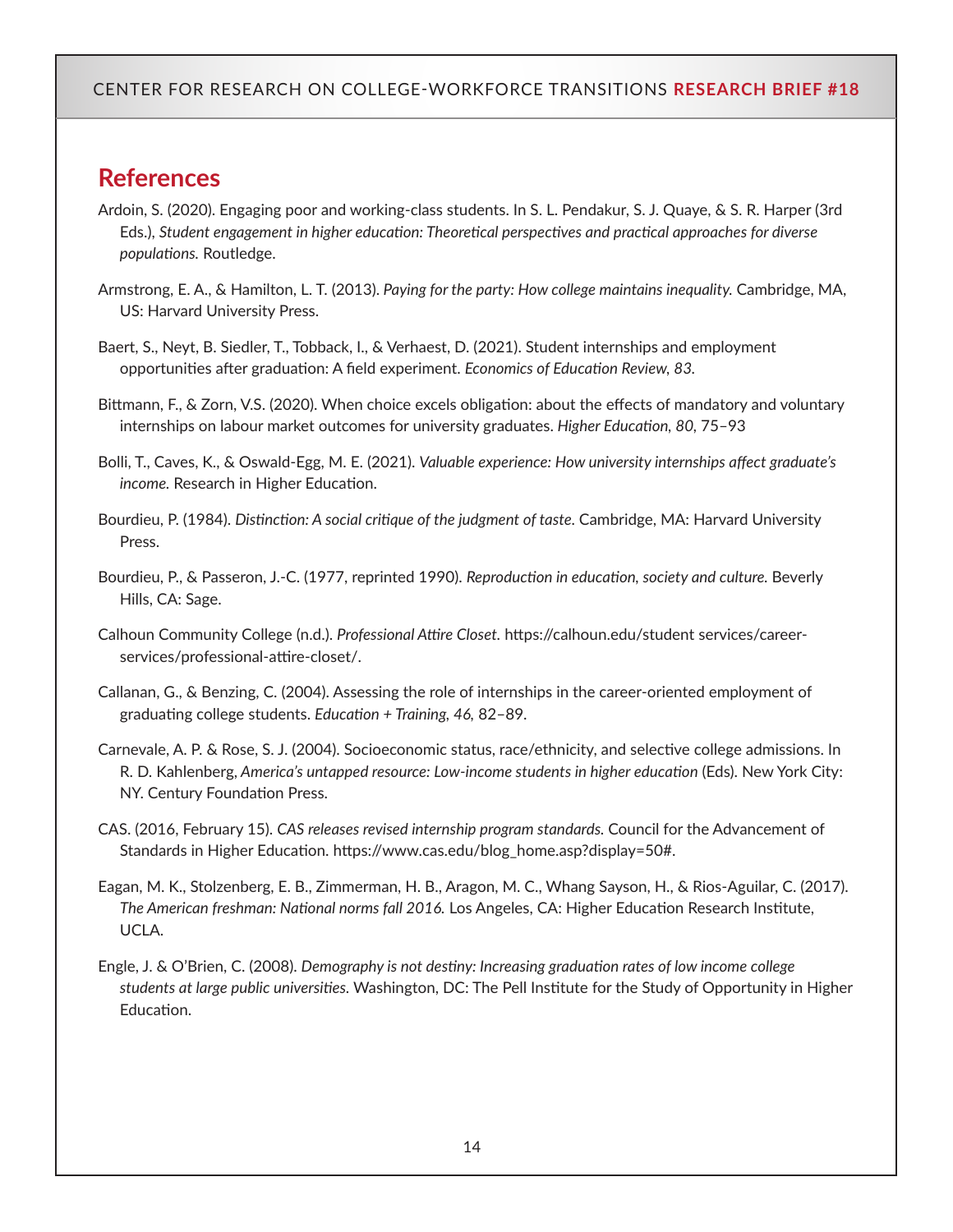## References

Ardoin, S. (2020). Engaging poor and working-class students. In S. L. Pendakur, S. J. Quaye, & S. R. Harper (3rd Eds.), *Student engagement in higher education: Theoretical perspectives and practical approaches for diverse populations.* Routledge.

Armstrong, E. A., & Hamilton, L. T. (2013). *Paying for the party: How college maintains inequality.* Cambridge, MA, US: Harvard University Press.

Baert, S., Neyt, B. Siedler, T., Tobback, I., & Verhaest, D. (2021). Student internships and employment opportunities after graduation: A field experiment. *Economics of Education Review, 83.*

Bittmann, F., & Zorn, V.S. (2020). When choice excels obligation: about the effects of mandatory and voluntary internships on labour market outcomes for university graduates. *Higher Education, 80*, 75–93

Bolli, T., Caves, K., & Oswald-Egg, M. E. (2021). *Valuable experience: How university internships affect graduate's income.* Research in Higher Education.

Bourdieu, P. (1984). *Distinction: A social critique of the judgment of taste.* Cambridge, MA: Harvard University Press.

Bourdieu, P., & Passeron, J.-C. (1977, reprinted 1990). *Reproduction in education, society and culture.* Beverly Hills, CA: Sage.

Calhoun Community College (n.d.). *Professional Attire Closet.* https://calhoun.edu/student services/career-services/professional-attire-closet/.

Callanan, G., & Benzing, C. (2004). Assessing the role of internships in the career-oriented employment of graduating college students. *Education + Training, 46,* 82–89.

Carnevale, A. P. & Rose, S. J. (2004). Socioeconomic status, race/ethnicity, and selective college admissions. In R. D. Kahlenberg, *America's untapped resource: Low-income students in higher education* (Eds). New York City: NY. Century Foundation Press.

CAS. (2016, February 15). *CAS releases revised internship program standards.* Council for the Advancement of Standards in Higher Education. https://www.cas.edu/blog_home.asp?display=50#.

Eagan, M. K., Stolzenberg, E. B., Zimmerman, H. B., Aragon, M. C., Whang Sayson, H., & Rios-Aguilar, C. (2017). *The American freshman: National norms fall 2016.* Los Angeles, CA: Higher Education Research Institute, UCLA.

Engle, J. & O'Brien, C. (2008). *Demography is not destiny: Increasing graduation rates of low income college students at large public universities*. Washington, DC: The Pell Institute for the Study of Opportunity in Higher Education.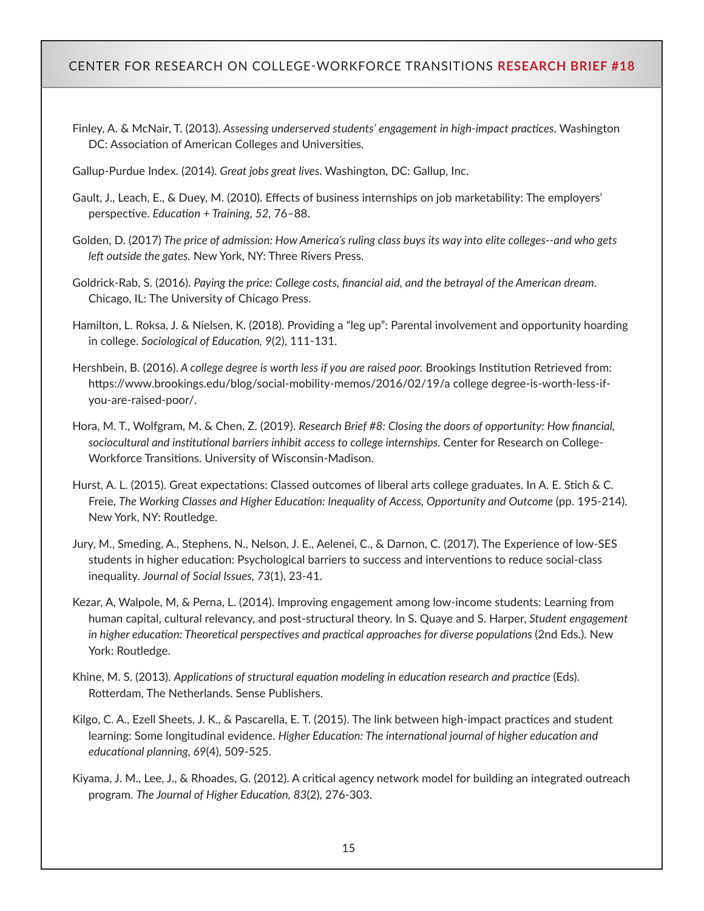Finley, A. & McNair, T. (2013). *Assessing underserved students' engagement in high-impact practices.* Washington DC: Association of American Colleges and Universities.

Gallup-Purdue Index. (2014). *Great jobs great lives.* Washington, DC: Gallup, Inc.

Gault, J., Leach, E., & Duey, M. (2010). Effects of business internships on job marketability: The employers' perspective. *Education + Training, 52*, 76–88.

Golden, D. (2017) *The price of admission: How America's ruling class buys its way into elite colleges--and who gets left outside the gates.* New York, NY: Three Rivers Press.

Goldrick-Rab, S. (2016). *Paying the price: College costs, financial aid, and the betrayal of the American dream.* Chicago, IL: The University of Chicago Press.

Hamilton, L. Roksa, J. & Nielsen, K. (2018). Providing a "leg up": Parental involvement and opportunity hoarding in college. *Sociological of Education, 9*(2), 111-131.

Hershbein, B. (2016). *A college degree is worth less if you are raised poor.* Brookings Institution Retrieved from: https://www.brookings.edu/blog/social-mobility-memos/2016/02/19/a college degree-is-worth-less-if-you-are-raised-poor/.

Hora, M. T., Wolfgram, M. & Chen, Z. (2019). *Research Brief #8: Closing the doors of opportunity: How financial, sociocultural and institutional barriers inhibit access to college internships.* Center for Research on College-Workforce Transitions. University of Wisconsin-Madison.

Hurst, A. L. (2015). Great expectations: Classed outcomes of liberal arts college graduates. In A. E. Stich & C. Freie, *The Working Classes and Higher Education: Inequality of Access, Opportunity and Outcome* (pp. 195-214). New York, NY: Routledge.

Jury, M., Smeding, A., Stephens, N., Nelson, J. E., Aelenei, C., & Darnon, C. (2017). The Experience of low-SES students in higher education: Psychological barriers to success and interventions to reduce social-class inequality. *Journal of Social Issues, 73*(1), 23-41.

Kezar, A, Walpole, M, & Perna, L. (2014). Improving engagement among low-income students: Learning from human capital, cultural relevancy, and post-structural theory. In S. Quaye and S. Harper, *Student engagement in higher education: Theoretical perspectives and practical approaches for diverse populations* (2nd Eds.). New York: Routledge.

Khine, M. S. (2013). *Applications of structural equation modeling in education research and practice* (Eds). Rotterdam, The Netherlands. Sense Publishers.

Kilgo, C. A., Ezell Sheets, J. K., & Pascarella, E. T. (2015). The link between high-impact practices and student learning: Some longitudinal evidence. *Higher Education: The international journal of higher education and educational planning, 69*(4), 509-525.

Kiyama, J. M., Lee, J., & Rhoades, G. (2012). A critical agency network model for building an integrated outreach program. *The Journal of Higher Education, 83*(2), 276-303.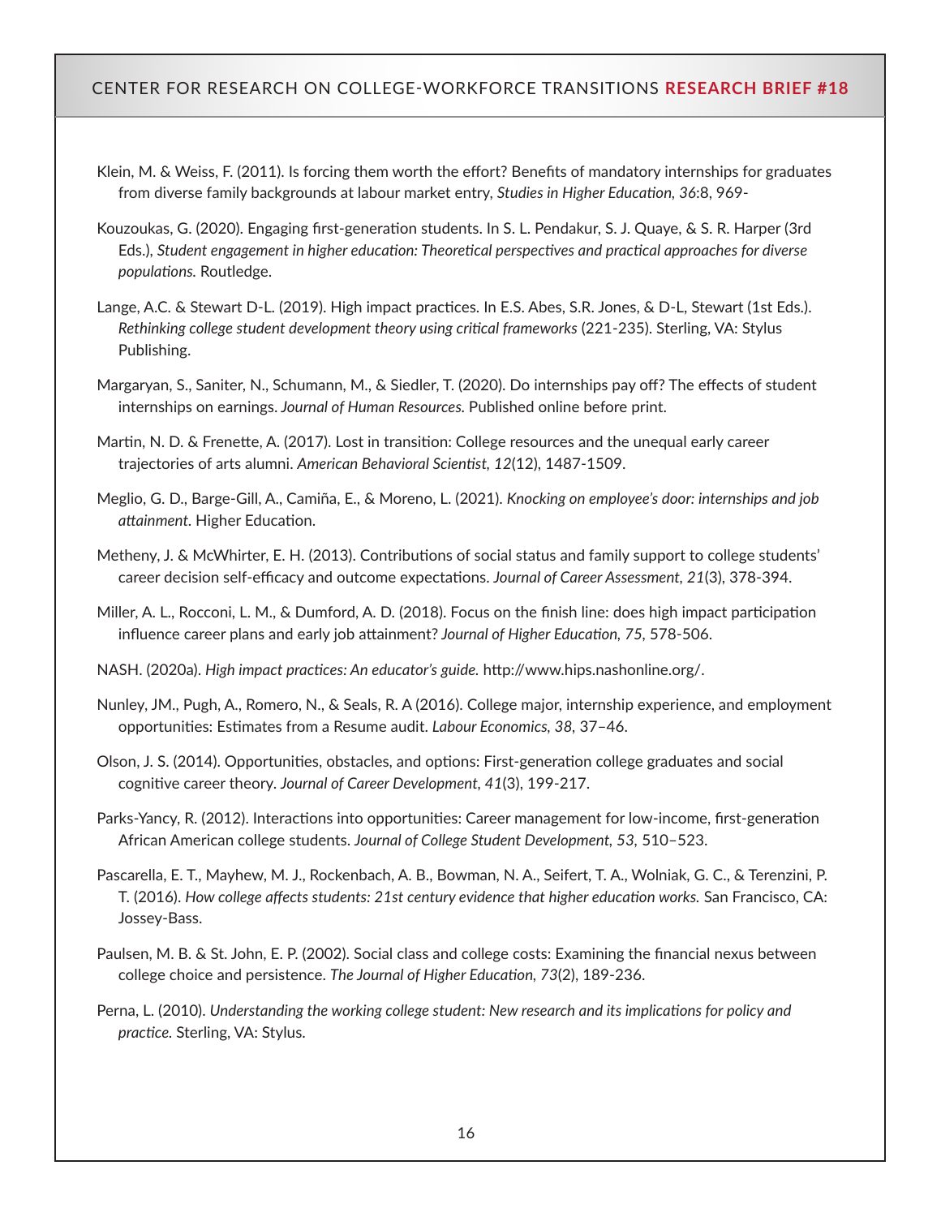Klein, M. & Weiss, F. (2011). Is forcing them worth the effort? Benefits of mandatory internships for graduates from diverse family backgrounds at labour market entry, *Studies in Higher Education*, *36*:8, 969-

Kouzoukas, G. (2020). Engaging first-generation students. In S. L. Pendakur, S. J. Quaye, & S. R. Harper (3rd Eds.), *Student engagement in higher education: Theoretical perspectives and practical approaches for diverse populations.* Routledge.

Lange, A.C. & Stewart D-L. (2019). High impact practices. In E.S. Abes, S.R. Jones, & D-L, Stewart (1st Eds.). *Rethinking college student development theory using critical frameworks* (221-235). Sterling, VA: Stylus Publishing.

Margaryan, S., Saniter, N., Schumann, M., & Siedler, T. (2020). Do internships pay off? The effects of student internships on earnings. *Journal of Human Resources.* Published online before print.

Martin, N. D. & Frenette, A. (2017). Lost in transition: College resources and the unequal early career trajectories of arts alumni. *American Behavioral Scientist*, *12*(12), 1487-1509.

Meglio, G. D., Barge-Gill, A., Camiña, E., & Moreno, L. (2021). *Knocking on employee's door: internships and job attainment*. Higher Education.

Metheny, J. & McWhirter, E. H. (2013). Contributions of social status and family support to college students' career decision self-efficacy and outcome expectations. *Journal of Career Assessment*, *21*(3), 378-394.

Miller, A. L., Rocconi, L. M., & Dumford, A. D. (2018). Focus on the finish line: does high impact participation influence career plans and early job attainment? *Journal of Higher Education*, *75*, 578-506.

NASH. (2020a). *High impact practices: An educator's guide.* http://www.hips.nashonline.org/.

Nunley, JM., Pugh, A., Romero, N., & Seals, R. A (2016). College major, internship experience, and employment opportunities: Estimates from a Resume audit. *Labour Economics*, *38*, 37–46.

Olson, J. S. (2014). Opportunities, obstacles, and options: First-generation college graduates and social cognitive career theory. *Journal of Career Development*, *41*(3), 199-217.

Parks-Yancy, R. (2012). Interactions into opportunities: Career management for low-income, first-generation African American college students. *Journal of College Student Development*, *53*, 510–523.

Pascarella, E. T., Mayhew, M. J., Rockenbach, A. B., Bowman, N. A., Seifert, T. A., Wolniak, G. C., & Terenzini, P. T. (2016). *How college affects students: 21st century evidence that higher education works.* San Francisco, CA: Jossey-Bass.

Paulsen, M. B. & St. John, E. P. (2002). Social class and college costs: Examining the financial nexus between college choice and persistence. *The Journal of Higher Education*, *73*(2), 189-236.

Perna, L. (2010). *Understanding the working college student: New research and its implications for policy and practice.* Sterling, VA: Stylus.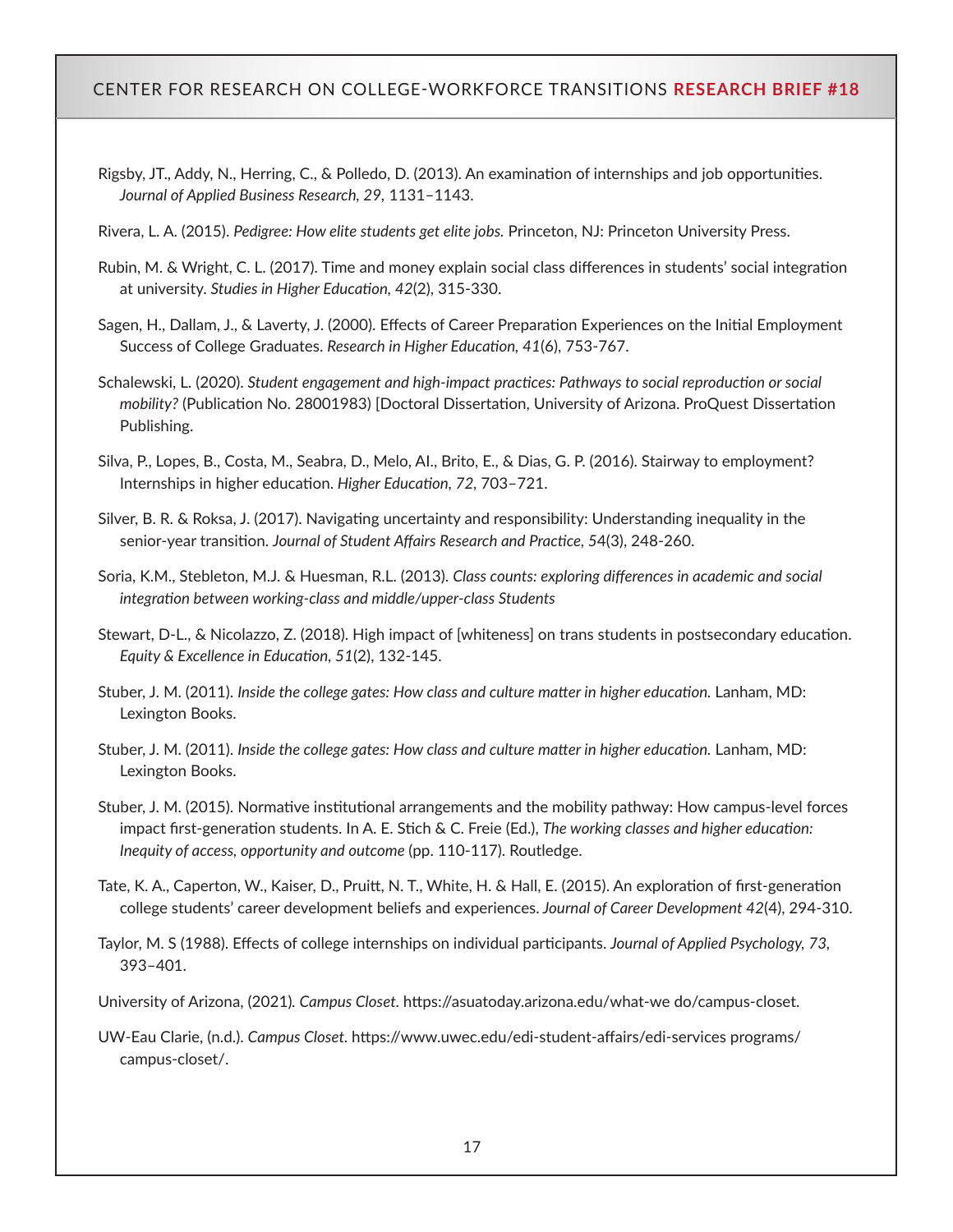Rigsby, JT., Addy, N., Herring, C., & Polledo, D. (2013). An examination of internships and job opportunities. *Journal of Applied Business Research, 29*, 1131–1143.

Rivera, L. A. (2015). *Pedigree: How elite students get elite jobs.* Princeton, NJ: Princeton University Press.

Rubin, M. & Wright, C. L. (2017). Time and money explain social class differences in students' social integration at university. *Studies in Higher Education, 42*(2), 315-330.

Sagen, H., Dallam, J., & Laverty, J. (2000). Effects of Career Preparation Experiences on the Initial Employment Success of College Graduates. *Research in Higher Education, 41*(6), 753-767.

Schalewski, L. (2020). *Student engagement and high-impact practices: Pathways to social reproduction or social mobility?* (Publication No. 28001983) [Doctoral Dissertation, University of Arizona. ProQuest Dissertation Publishing.

Silva, P., Lopes, B., Costa, M., Seabra, D., Melo, AI., Brito, E., & Dias, G. P. (2016). Stairway to employment? Internships in higher education. *Higher Education, 72*, 703–721.

Silver, B. R. & Roksa, J. (2017). Navigating uncertainty and responsibility: Understanding inequality in the senior-year transition. *Journal of Student Affairs Research and Practice, 54*(3), 248-260.

Soria, K.M., Stebleton, M.J. & Huesman, R.L. (2013). *Class counts: exploring differences in academic and social integration between working-class and middle/upper-class Students*

Stewart, D-L., & Nicolazzo, Z. (2018). High impact of [whiteness] on trans students in postsecondary education. *Equity & Excellence in Education, 51*(2), 132-145.

Stuber, J. M. (2011). *Inside the college gates: How class and culture matter in higher education.* Lanham, MD: Lexington Books.

Stuber, J. M. (2011). *Inside the college gates: How class and culture matter in higher education.* Lanham, MD: Lexington Books.

Stuber, J. M. (2015). Normative institutional arrangements and the mobility pathway: How campus-level forces impact first-generation students. In A. E. Stich & C. Freie (Ed.), *The working classes and higher education: Inequity of access, opportunity and outcome* (pp. 110-117). Routledge.

Tate, K. A., Caperton, W., Kaiser, D., Pruitt, N. T., White, H. & Hall, E. (2015). An exploration of first-generation college students' career development beliefs and experiences. *Journal of Career Development 42*(4), 294-310.

Taylor, M. S (1988). Effects of college internships on individual participants. *Journal of Applied Psychology, 73*, 393–401.

University of Arizona, (2021). *Campus Closet*. https://asuatoday.arizona.edu/what-we do/campus-closet.

UW-Eau Clarie, (n.d.). *Campus Closet*. https://www.uwec.edu/edi-student-affairs/edi-services programs/campus-closet/.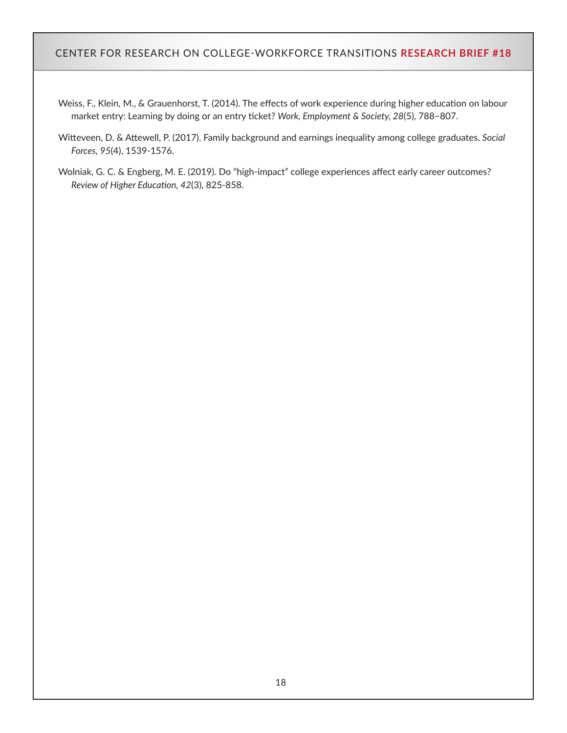Weiss, F., Klein, M., & Grauenhorst, T. (2014). The effects of work experience during higher education on labour market entry: Learning by doing or an entry ticket? *Work, Employment & Society, 28*(5), 788–807.

Witteveen, D. & Attewell, P. (2017). Family background and earnings inequality among college graduates. *Social Forces, 95*(4), 1539-1576.

Wolniak, G. C. & Engberg, M. E. (2019). Do "high-impact" college experiences affect early career outcomes? *Review of Higher Education, 42*(3), 825-858.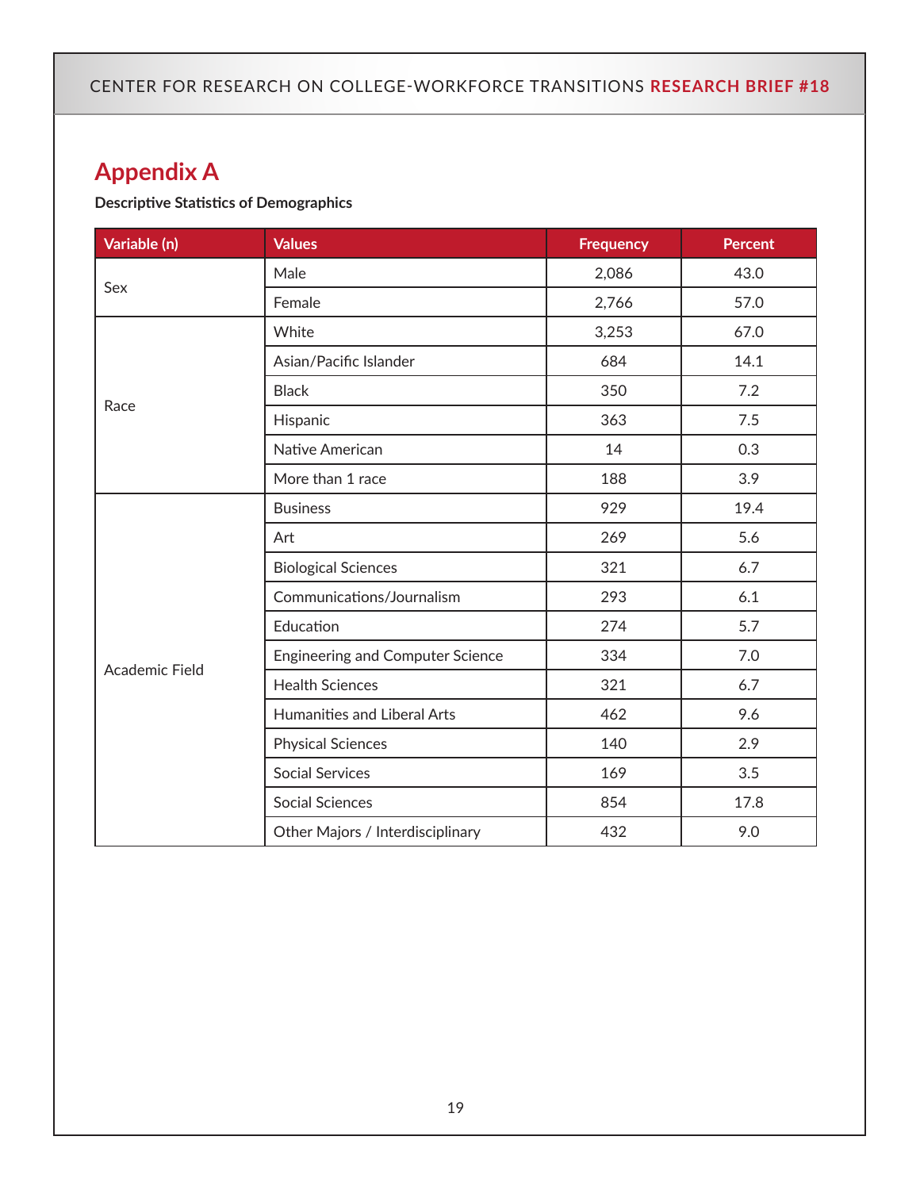## Appendix A

**Descriptive Statistics of Demographics**

| Variable (n) | Values | Frequency | Percent |
|---|---|---|---|
| Sex | Male | 2,086 | 43.0 |
| | Female | 2,766 | 57.0 |
| Race | White | 3,253 | 67.0 |
| | Asian/Pacific Islander | 684 | 14.1 |
| | Black | 350 | 7.2 |
| | Hispanic | 363 | 7.5 |
| | Native American | 14 | 0.3 |
| | More than 1 race | 188 | 3.9 |
| Academic Field | Business | 929 | 19.4 |
| | Art | 269 | 5.6 |
| | Biological Sciences | 321 | 6.7 |
| | Communications/Journalism | 293 | 6.1 |
| | Education | 274 | 5.7 |
| | Engineering and Computer Science | 334 | 7.0 |
| | Health Sciences | 321 | 6.7 |
| | Humanities and Liberal Arts | 462 | 9.6 |
| | Physical Sciences | 140 | 2.9 |
| | Social Services | 169 | 3.5 |
| | Social Sciences | 854 | 17.8 |
| | Other Majors / Interdisciplinary | 432 | 9.0 |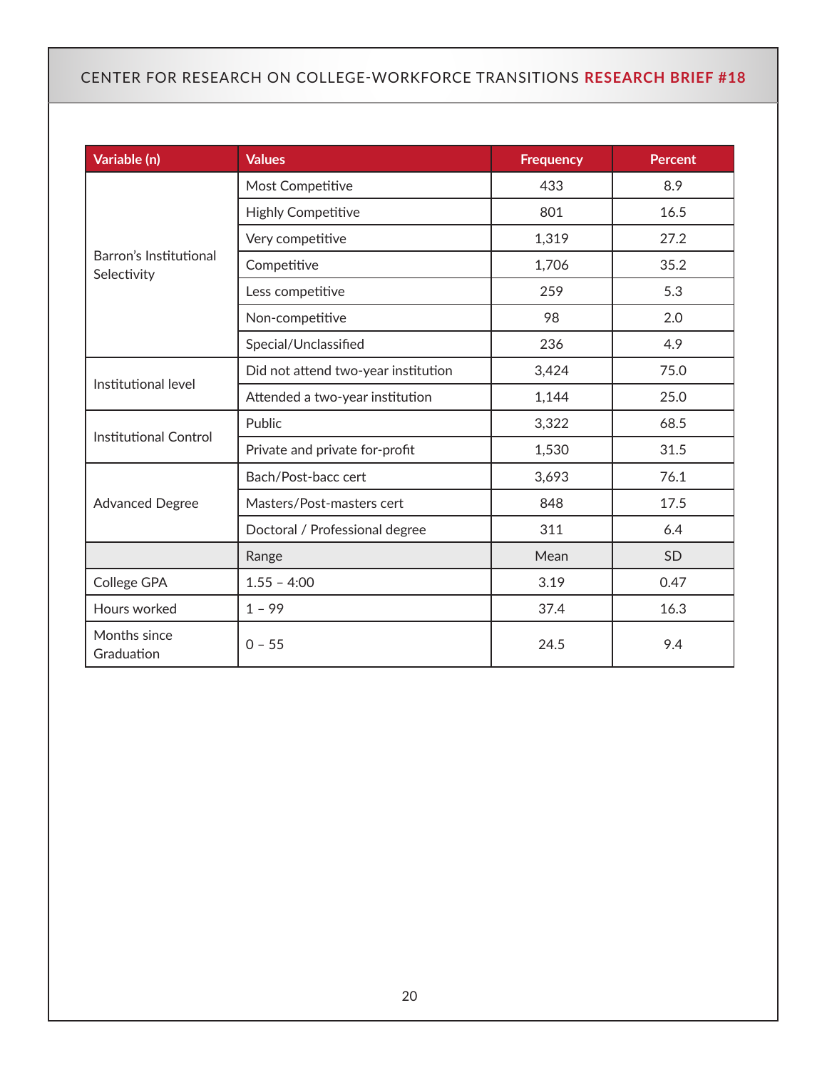| Variable (n) | Values | Frequency | Percent |
|---|---|---|---|
| Barron's Institutional Selectivity | Most Competitive | 433 | 8.9 |
| | Highly Competitive | 801 | 16.5 |
| | Very competitive | 1,319 | 27.2 |
| | Competitive | 1,706 | 35.2 |
| | Less competitive | 259 | 5.3 |
| | Non-competitive | 98 | 2.0 |
| | Special/Unclassified | 236 | 4.9 |
| Institutional level | Did not attend two-year institution | 3,424 | 75.0 |
| | Attended a two-year institution | 1,144 | 25.0 |
| Institutional Control | Public | 3,322 | 68.5 |
| | Private and private for-profit | 1,530 | 31.5 |
| Advanced Degree | Bach/Post-bacc cert | 3,693 | 76.1 |
| | Masters/Post-masters cert | 848 | 17.5 |
| | Doctoral / Professional degree | 311 | 6.4 |
| | Range | Mean | SD |
| College GPA | 1.55 – 4:00 | 3.19 | 0.47 |
| Hours worked | 1 – 99 | 37.4 | 16.3 |
| Months since Graduation | 0 – 55 | 24.5 | 9.4 |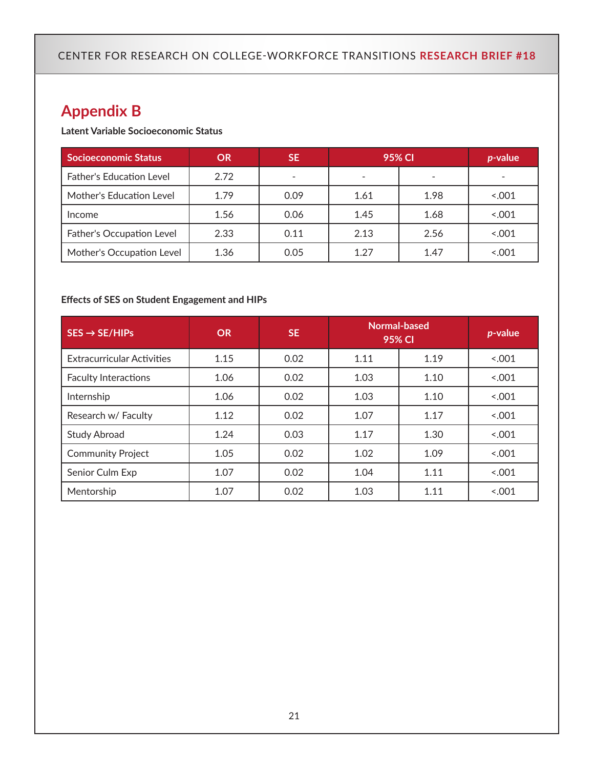# Appendix B

**Latent Variable Socioeconomic Status**

| Socioeconomic Status | OR | SE | 95% CI | | *p*-value |
|---|---|---|---|---|---|
| Father's Education Level | 2.72 | - | - | - | - |
| Mother's Education Level | 1.79 | 0.09 | 1.61 | 1.98 | <.001 |
| Income | 1.56 | 0.06 | 1.45 | 1.68 | <.001 |
| Father's Occupation Level | 2.33 | 0.11 | 2.13 | 2.56 | <.001 |
| Mother's Occupation Level | 1.36 | 0.05 | 1.27 | 1.47 | <.001 |

**Effects of SES on Student Engagement and HIPs**

| SES → SE/HIPs | OR | SE | Normal-based 95% CI | | *p*-value |
|---|---|---|---|---|---|
| Extracurricular Activities | 1.15 | 0.02 | 1.11 | 1.19 | <.001 |
| Faculty Interactions | 1.06 | 0.02 | 1.03 | 1.10 | <.001 |
| Internship | 1.06 | 0.02 | 1.03 | 1.10 | <.001 |
| Research w/ Faculty | 1.12 | 0.02 | 1.07 | 1.17 | <.001 |
| Study Abroad | 1.24 | 0.03 | 1.17 | 1.30 | <.001 |
| Community Project | 1.05 | 0.02 | 1.02 | 1.09 | <.001 |
| Senior Culm Exp | 1.07 | 0.02 | 1.04 | 1.11 | <.001 |
| Mentorship | 1.07 | 0.02 | 1.03 | 1.11 | <.001 |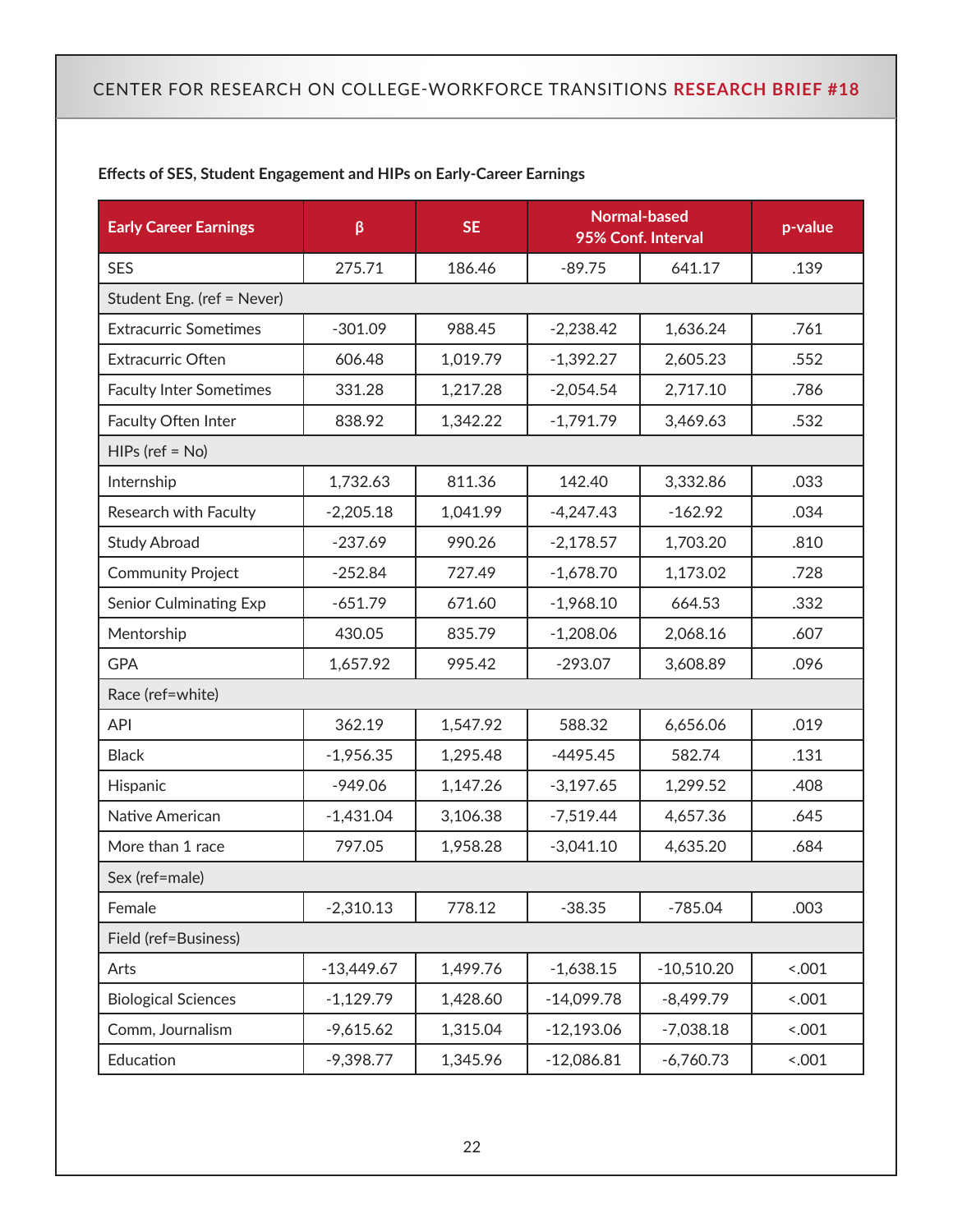**Effects of SES, Student Engagement and HIPs on Early-Career Earnings**

| Early Career Earnings | β | SE | Normal-based 95% Conf. Interval | | p-value |
|---|---|---|---|---|---|
| SES | 275.71 | 186.46 | -89.75 | 641.17 | .139 |
| Student Eng. (ref = Never) | | | | | |
| Extracurric Sometimes | -301.09 | 988.45 | -2,238.42 | 1,636.24 | .761 |
| Extracurric Often | 606.48 | 1,019.79 | -1,392.27 | 2,605.23 | .552 |
| Faculty Inter Sometimes | 331.28 | 1,217.28 | -2,054.54 | 2,717.10 | .786 |
| Faculty Often Inter | 838.92 | 1,342.22 | -1,791.79 | 3,469.63 | .532 |
| HIPs (ref = No) | | | | | |
| Internship | 1,732.63 | 811.36 | 142.40 | 3,332.86 | .033 |
| Research with Faculty | -2,205.18 | 1,041.99 | -4,247.43 | -162.92 | .034 |
| Study Abroad | -237.69 | 990.26 | -2,178.57 | 1,703.20 | .810 |
| Community Project | -252.84 | 727.49 | -1,678.70 | 1,173.02 | .728 |
| Senior Culminating Exp | -651.79 | 671.60 | -1,968.10 | 664.53 | .332 |
| Mentorship | 430.05 | 835.79 | -1,208.06 | 2,068.16 | .607 |
| GPA | 1,657.92 | 995.42 | -293.07 | 3,608.89 | .096 |
| Race (ref=white) | | | | | |
| API | 362.19 | 1,547.92 | 588.32 | 6,656.06 | .019 |
| Black | -1,956.35 | 1,295.48 | -4495.45 | 582.74 | .131 |
| Hispanic | -949.06 | 1,147.26 | -3,197.65 | 1,299.52 | .408 |
| Native American | -1,431.04 | 3,106.38 | -7,519.44 | 4,657.36 | .645 |
| More than 1 race | 797.05 | 1,958.28 | -3,041.10 | 4,635.20 | .684 |
| Sex (ref=male) | | | | | |
| Female | -2,310.13 | 778.12 | -38.35 | -785.04 | .003 |
| Field (ref=Business) | | | | | |
| Arts | -13,449.67 | 1,499.76 | -1,638.15 | -10,510.20 | <.001 |
| Biological Sciences | -1,129.79 | 1,428.60 | -14,099.78 | -8,499.79 | <.001 |
| Comm, Journalism | -9,615.62 | 1,315.04 | -12,193.06 | -7,038.18 | <.001 |
| Education | -9,398.77 | 1,345.96 | -12,086.81 | -6,760.73 | <.001 |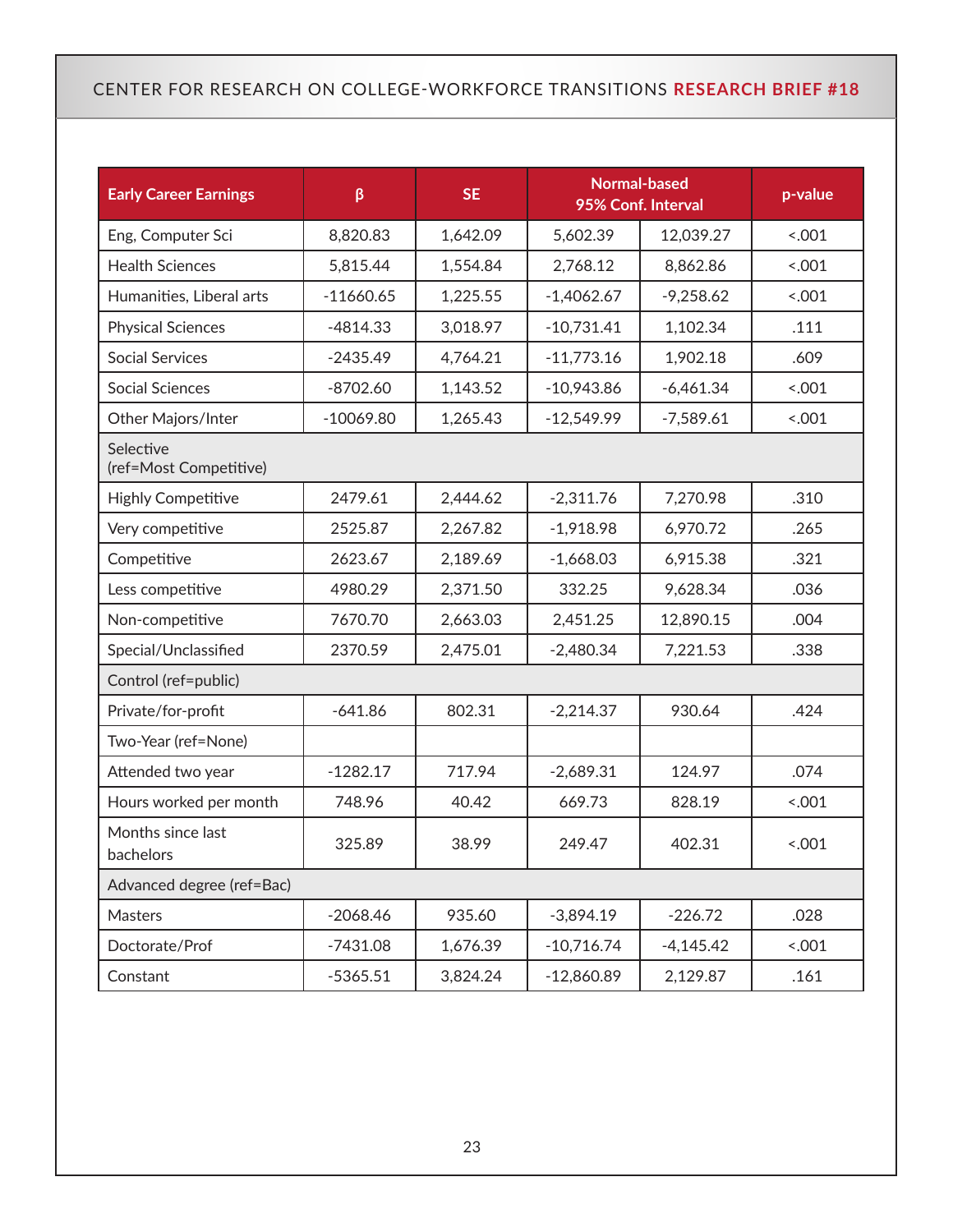| Early Career Earnings | β | SE | Normal-based 95% Conf. Interval | | p-value |
|---|---|---|---|---|---|
| Eng, Computer Sci | 8,820.83 | 1,642.09 | 5,602.39 | 12,039.27 | <.001 |
| Health Sciences | 5,815.44 | 1,554.84 | 2,768.12 | 8,862.86 | <.001 |
| Humanities, Liberal arts | -11660.65 | 1,225.55 | -1,4062.67 | -9,258.62 | <.001 |
| Physical Sciences | -4814.33 | 3,018.97 | -10,731.41 | 1,102.34 | .111 |
| Social Services | -2435.49 | 4,764.21 | -11,773.16 | 1,902.18 | .609 |
| Social Sciences | -8702.60 | 1,143.52 | -10,943.86 | -6,461.34 | <.001 |
| Other Majors/Inter | -10069.80 | 1,265.43 | -12,549.99 | -7,589.61 | <.001 |
| Selective (ref=Most Competitive) | | | | | |
| Highly Competitive | 2479.61 | 2,444.62 | -2,311.76 | 7,270.98 | .310 |
| Very competitive | 2525.87 | 2,267.82 | -1,918.98 | 6,970.72 | .265 |
| Competitive | 2623.67 | 2,189.69 | -1,668.03 | 6,915.38 | .321 |
| Less competitive | 4980.29 | 2,371.50 | 332.25 | 9,628.34 | .036 |
| Non-competitive | 7670.70 | 2,663.03 | 2,451.25 | 12,890.15 | .004 |
| Special/Unclassified | 2370.59 | 2,475.01 | -2,480.34 | 7,221.53 | .338 |
| Control (ref=public) | | | | | |
| Private/for-profit | -641.86 | 802.31 | -2,214.37 | 930.64 | .424 |
| Two-Year (ref=None) | | | | | |
| Attended two year | -1282.17 | 717.94 | -2,689.31 | 124.97 | .074 |
| Hours worked per month | 748.96 | 40.42 | 669.73 | 828.19 | <.001 |
| Months since last bachelors | 325.89 | 38.99 | 249.47 | 402.31 | <.001 |
| Advanced degree (ref=Bac) | | | | | |
| Masters | -2068.46 | 935.60 | -3,894.19 | -226.72 | .028 |
| Doctorate/Prof | -7431.08 | 1,676.39 | -10,716.74 | -4,145.42 | <.001 |
| Constant | -5365.51 | 3,824.24 | -12,860.89 | 2,129.87 | .161 |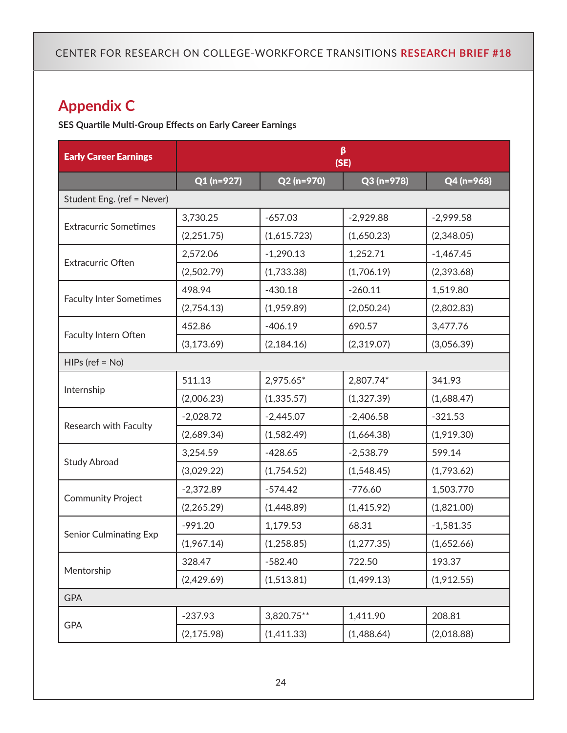## Appendix C

**SES Quartile Multi-Group Effects on Early Career Earnings**

| Early Career Earnings | β (SE) | | | |
|---|---|---|---|---|
| | Q1 (n=927) | Q2 (n=970) | Q3 (n=978) | Q4 (n=968) |
| Student Eng. (ref = Never) | | | | |
| Extracurric Sometimes | 3,730.25 | -657.03 | -2,929.88 | -2,999.58 |
| | (2,251.75) | (1,615.723) | (1,650.23) | (2,348.05) |
| Extracurric Often | 2,572.06 | -1,290.13 | 1,252.71 | -1,467.45 |
| | (2,502.79) | (1,733.38) | (1,706.19) | (2,393.68) |
| Faculty Inter Sometimes | 498.94 | -430.18 | -260.11 | 1,519.80 |
| | (2,754.13) | (1,959.89) | (2,050.24) | (2,802.83) |
| Faculty Intern Often | 452.86 | -406.19 | 690.57 | 3,477.76 |
| | (3,173.69) | (2,184.16) | (2,319.07) | (3,056.39) |
| HIPs (ref = No) | | | | |
| Internship | 511.13 | 2,975.65* | 2,807.74* | 341.93 |
| | (2,006.23) | (1,335.57) | (1,327.39) | (1,688.47) |
| Research with Faculty | -2,028.72 | -2,445.07 | -2,406.58 | -321.53 |
| | (2,689.34) | (1,582.49) | (1,664.38) | (1,919.30) |
| Study Abroad | 3,254.59 | -428.65 | -2,538.79 | 599.14 |
| | (3,029.22) | (1,754.52) | (1,548.45) | (1,793.62) |
| Community Project | -2,372.89 | -574.42 | -776.60 | 1,503.770 |
| | (2,265.29) | (1,448.89) | (1,415.92) | (1,821.00) |
| Senior Culminating Exp | -991.20 | 1,179.53 | 68.31 | -1,581.35 |
| | (1,967.14) | (1,258.85) | (1,277.35) | (1,652.66) |
| Mentorship | 328.47 | -582.40 | 722.50 | 193.37 |
| | (2,429.69) | (1,513.81) | (1,499.13) | (1,912.55) |
| GPA | | | | |
| GPA | -237.93 | 3,820.75** | 1,411.90 | 208.81 |
| | (2,175.98) | (1,411.33) | (1,488.64) | (2,018.88) |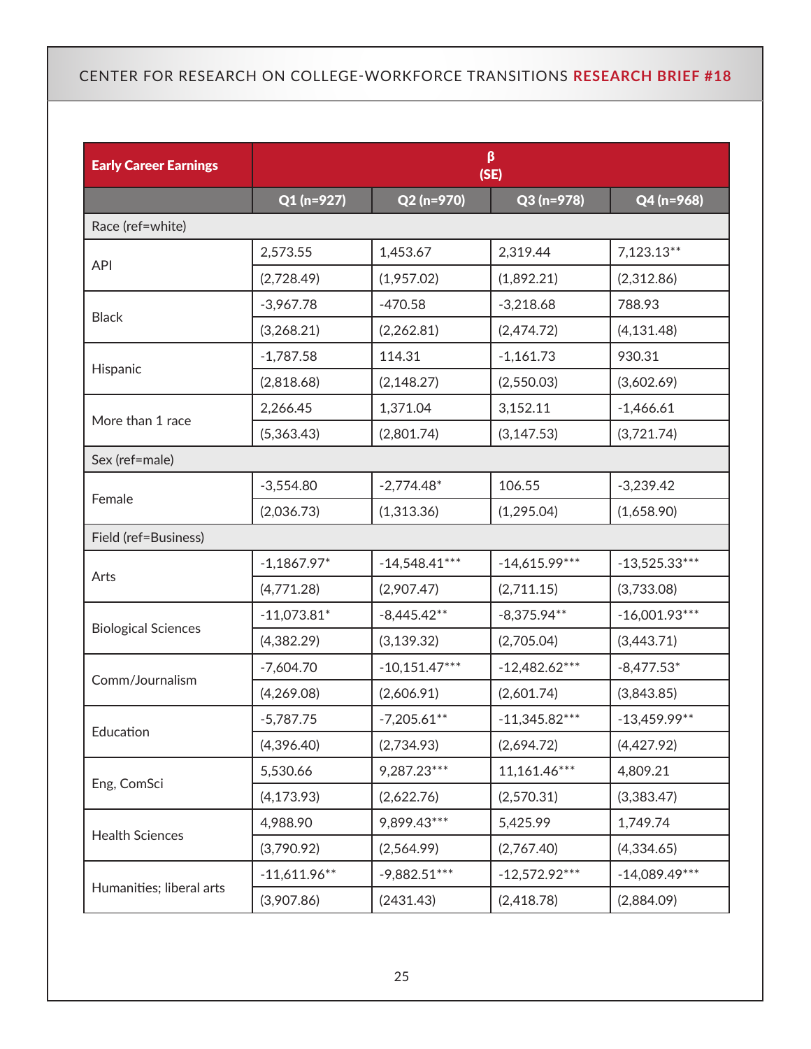| Early Career Earnings | β (SE) | | | |
|---|---|---|---|---|
| | Q1 (n=927) | Q2 (n=970) | Q3 (n=978) | Q4 (n=968) |
| Race (ref=white) | | | | |
| API | 2,573.55 | 1,453.67 | 2,319.44 | 7,123.13** |
| | (2,728.49) | (1,957.02) | (1,892.21) | (2,312.86) |
| Black | -3,967.78 | -470.58 | -3,218.68 | 788.93 |
| | (3,268.21) | (2,262.81) | (2,474.72) | (4,131.48) |
| Hispanic | -1,787.58 | 114.31 | -1,161.73 | 930.31 |
| | (2,818.68) | (2,148.27) | (2,550.03) | (3,602.69) |
| More than 1 race | 2,266.45 | 1,371.04 | 3,152.11 | -1,466.61 |
| | (5,363.43) | (2,801.74) | (3,147.53) | (3,721.74) |
| Sex (ref=male) | | | | |
| Female | -3,554.80 | -2,774.48* | 106.55 | -3,239.42 |
| | (2,036.73) | (1,313.36) | (1,295.04) | (1,658.90) |
| Field (ref=Business) | | | | |
| Arts | -1,1867.97* | -14,548.41*** | -14,615.99*** | -13,525.33*** |
| | (4,771.28) | (2,907.47) | (2,711.15) | (3,733.08) |
| Biological Sciences | -11,073.81* | -8,445.42** | -8,375.94** | -16,001.93*** |
| | (4,382.29) | (3,139.32) | (2,705.04) | (3,443.71) |
| Comm/Journalism | -7,604.70 | -10,151.47*** | -12,482.62*** | -8,477.53* |
| | (4,269.08) | (2,606.91) | (2,601.74) | (3,843.85) |
| Education | -5,787.75 | -7,205.61** | -11,345.82*** | -13,459.99** |
| | (4,396.40) | (2,734.93) | (2,694.72) | (4,427.92) |
| Eng, ComSci | 5,530.66 | 9,287.23*** | 11,161.46*** | 4,809.21 |
| | (4,173.93) | (2,622.76) | (2,570.31) | (3,383.47) |
| Health Sciences | 4,988.90 | 9,899.43*** | 5,425.99 | 1,749.74 |
| | (3,790.92) | (2,564.99) | (2,767.40) | (4,334.65) |
| Humanities; liberal arts | -11,611.96** | -9,882.51*** | -12,572.92*** | -14,089.49*** |
| | (3,907.86) | (2431.43) | (2,418.78) | (2,884.09) |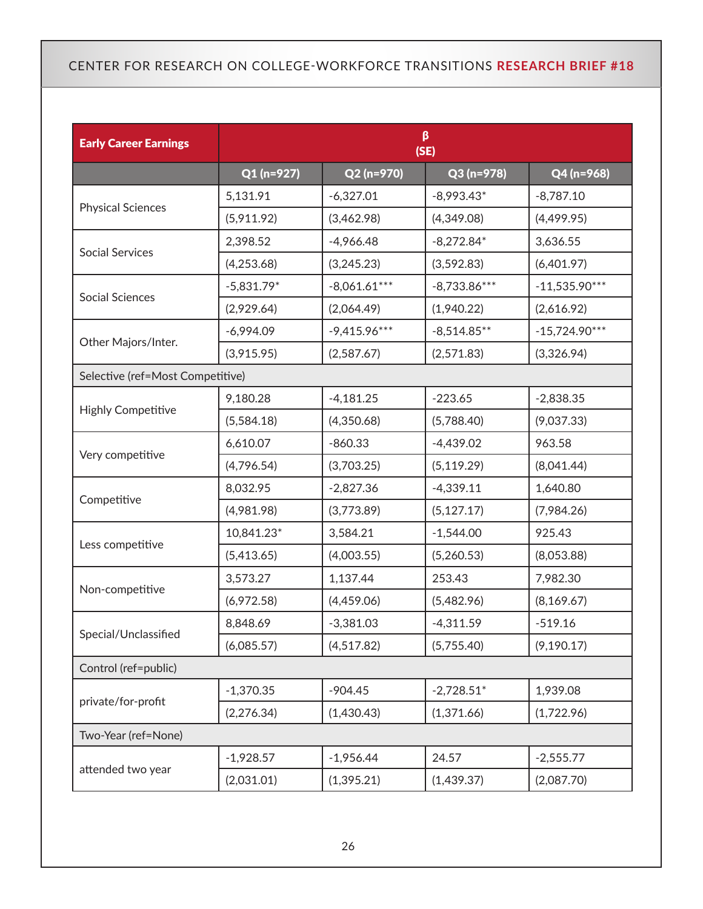| Early Career Earnings | β (SE) | | | |
|---|---|---|---|---|
| | Q1 (n=927) | Q2 (n=970) | Q3 (n=978) | Q4 (n=968) |
| Physical Sciences | 5,131.91 | -6,327.01 | -8,993.43* | -8,787.10 |
| | (5,911.92) | (3,462.98) | (4,349.08) | (4,499.95) |
| Social Services | 2,398.52 | -4,966.48 | -8,272.84* | 3,636.55 |
| | (4,253.68) | (3,245.23) | (3,592.83) | (6,401.97) |
| Social Sciences | -5,831.79* | -8,061.61*** | -8,733.86*** | -11,535.90*** |
| | (2,929.64) | (2,064.49) | (1,940.22) | (2,616.92) |
| Other Majors/Inter. | -6,994.09 | -9,415.96*** | -8,514.85** | -15,724.90*** |
| | (3,915.95) | (2,587.67) | (2,571.83) | (3,326.94) |
| Selective (ref=Most Competitive) | | | | |
| Highly Competitive | 9,180.28 | -4,181.25 | -223.65 | -2,838.35 |
| | (5,584.18) | (4,350.68) | (5,788.40) | (9,037.33) |
| Very competitive | 6,610.07 | -860.33 | -4,439.02 | 963.58 |
| | (4,796.54) | (3,703.25) | (5,119.29) | (8,041.44) |
| Competitive | 8,032.95 | -2,827.36 | -4,339.11 | 1,640.80 |
| | (4,981.98) | (3,773.89) | (5,127.17) | (7,984.26) |
| Less competitive | 10,841.23* | 3,584.21 | -1,544.00 | 925.43 |
| | (5,413.65) | (4,003.55) | (5,260.53) | (8,053.88) |
| Non-competitive | 3,573.27 | 1,137.44 | 253.43 | 7,982.30 |
| | (6,972.58) | (4,459.06) | (5,482.96) | (8,169.67) |
| Special/Unclassified | 8,848.69 | -3,381.03 | -4,311.59 | -519.16 |
| | (6,085.57) | (4,517.82) | (5,755.40) | (9,190.17) |
| Control (ref=public) | | | | |
| private/for-profit | -1,370.35 | -904.45 | -2,728.51* | 1,939.08 |
| | (2,276.34) | (1,430.43) | (1,371.66) | (1,722.96) |
| Two-Year (ref=None) | | | | |
| attended two year | -1,928.57 | -1,956.44 | 24.57 | -2,555.77 |
| | (2,031.01) | (1,395.21) | (1,439.37) | (2,087.70) |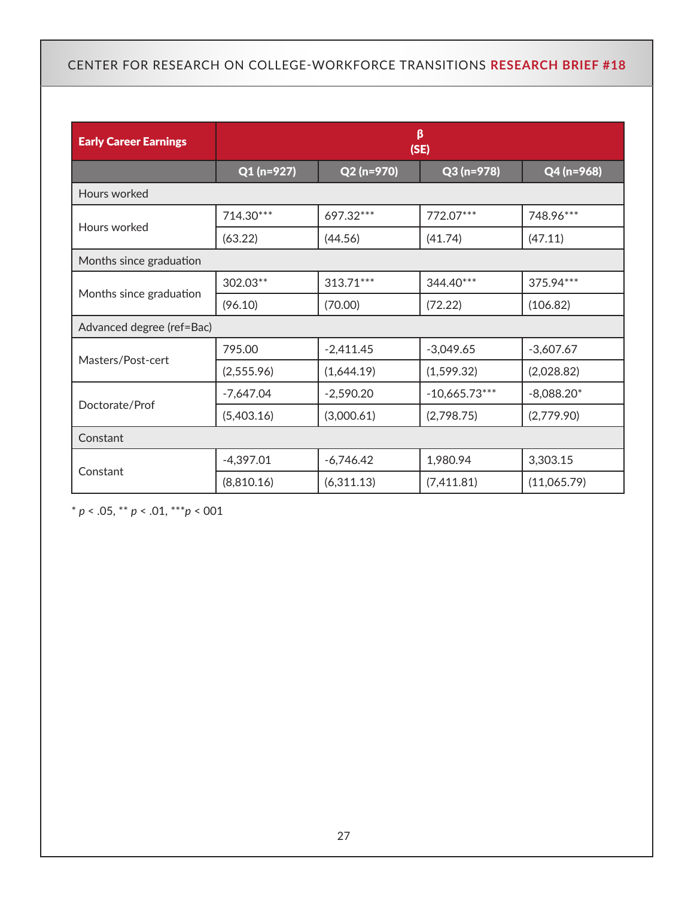| Early Career Earnings | β (SE) | | | |
|---|---|---|---|---|
| | Q1 (n=927) | Q2 (n=970) | Q3 (n=978) | Q4 (n=968) |
| **Hours worked** | | | | |
| Hours worked | 714.30*** | 697.32*** | 772.07*** | 748.96*** |
| | (63.22) | (44.56) | (41.74) | (47.11) |
| **Months since graduation** | | | | |
| Months since graduation | 302.03** | 313.71*** | 344.40*** | 375.94*** |
| | (96.10) | (70.00) | (72.22) | (106.82) |
| **Advanced degree (ref=Bac)** | | | | |
| Masters/Post-cert | 795.00 | -2,411.45 | -3,049.65 | -3,607.67 |
| | (2,555.96) | (1,644.19) | (1,599.32) | (2,028.82) |
| Doctorate/Prof | -7,647.04 | -2,590.20 | -10,665.73*** | -8,088.20* |
| | (5,403.16) | (3,000.61) | (2,798.75) | (2,779.90) |
| **Constant** | | | | |
| Constant | -4,397.01 | -6,746.42 | 1,980.94 | 3,303.15 |
| | (8,810.16) | (6,311.13) | (7,411.81) | (11,065.79) |

* $p < .05$, ** $p < .01$, *** $p <$ 001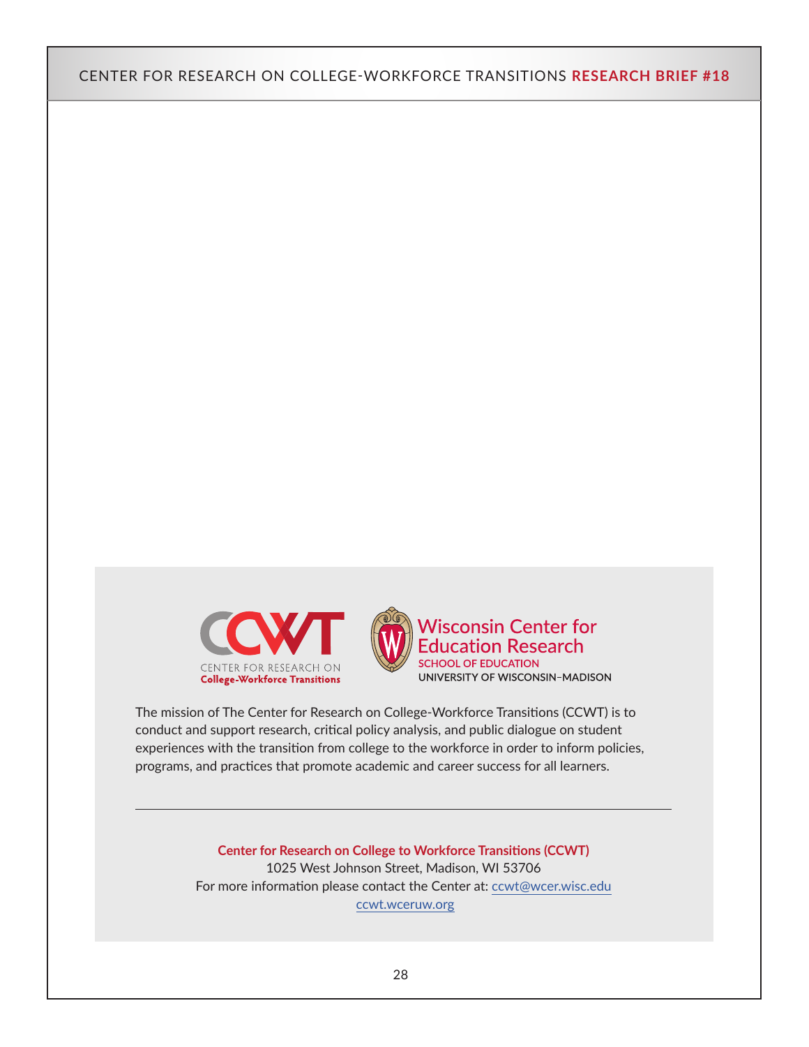CENTER FOR RESEARCH ON College-Workforce Transitions

Wisconsin Center for Education Research
SCHOOL OF EDUCATION
UNIVERSITY OF WISCONSIN–MADISON

The mission of The Center for Research on College-Workforce Transitions (CCWT) is to conduct and support research, critical policy analysis, and public dialogue on student experiences with the transition from college to the workforce in order to inform policies, programs, and practices that promote academic and career success for all learners.

---

**Center for Research on College to Workforce Transitions (CCWT)**
1025 West Johnson Street, Madison, WI 53706
For more information please contact the Center at: ccwt@wcer.wisc.edu
ccwt.wceruw.org